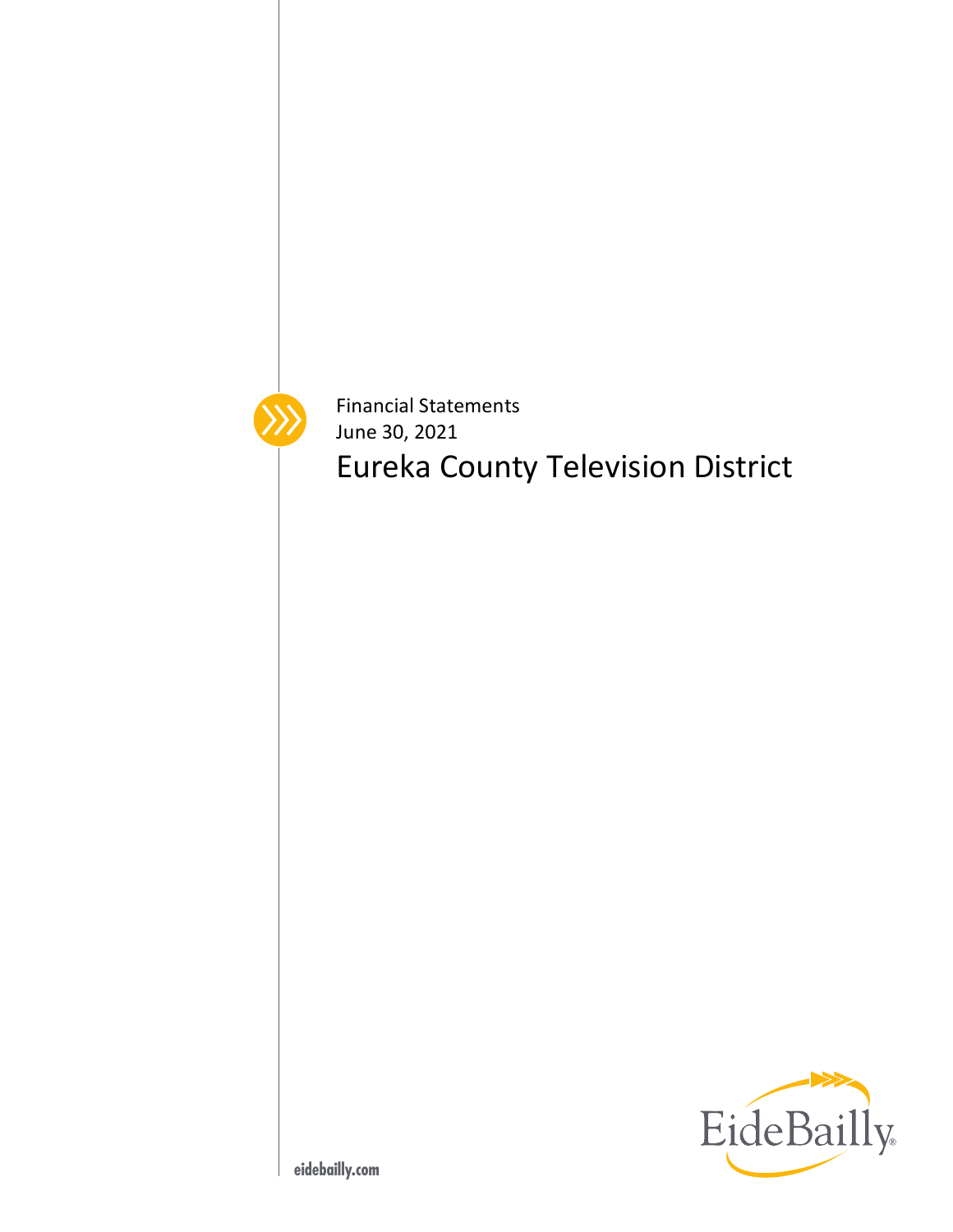Financial Statements

June 30, 2021

# Eureka County Television District

EideBailly

eidebailly.com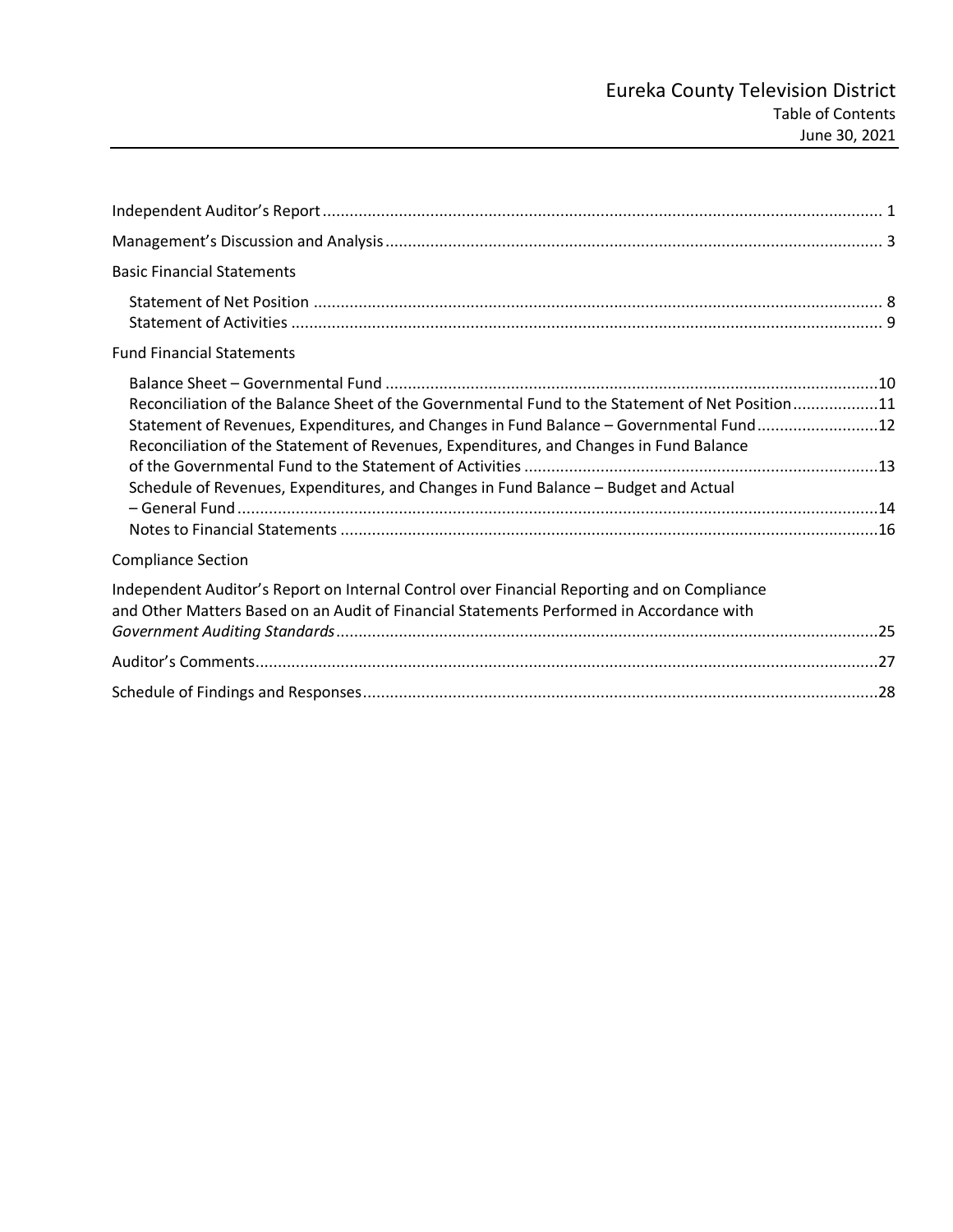# Eureka County Television District

## Table of Contents

June 30, 2021

| | |
|---|---|
| Independent Auditor's Report | 1 |
| Management's Discussion and Analysis | 3 |
| **Basic Financial Statements** | |
| Statement of Net Position | 8 |
| Statement of Activities | 9 |
| **Fund Financial Statements** | |
| Balance Sheet – Governmental Fund | 10 |
| Reconciliation of the Balance Sheet of the Governmental Fund to the Statement of Net Position | 11 |
| Statement of Revenues, Expenditures, and Changes in Fund Balance – Governmental Fund | 12 |
| Reconciliation of the Statement of Revenues, Expenditures, and Changes in Fund Balance of the Governmental Fund to the Statement of Activities | 13 |
| Schedule of Revenues, Expenditures, and Changes in Fund Balance – Budget and Actual – General Fund | 14 |
| Notes to Financial Statements | 16 |
| **Compliance Section** | |
| Independent Auditor's Report on Internal Control over Financial Reporting and on Compliance and Other Matters Based on an Audit of Financial Statements Performed in Accordance with *Government Auditing Standards* | 25 |
| Auditor's Comments | 27 |
| Schedule of Findings and Responses | 28 |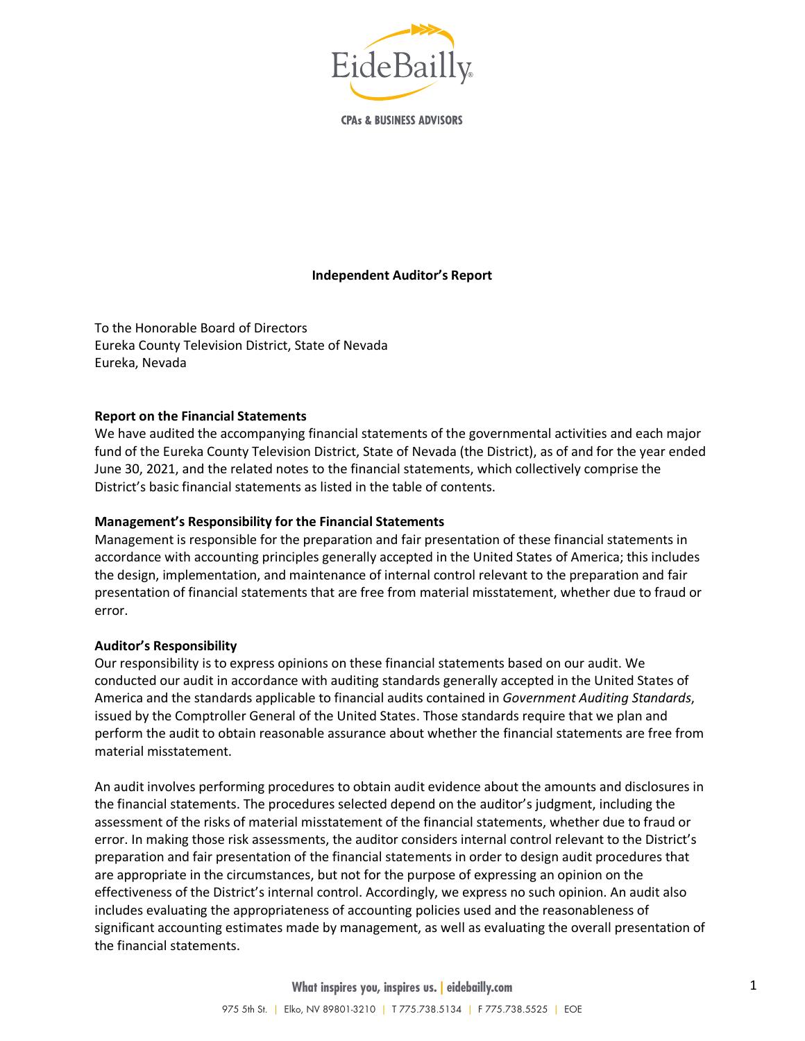EideBailly

CPAs & BUSINESS ADVISORS

**Independent Auditor's Report**

To the Honorable Board of Directors
Eureka County Television District, State of Nevada
Eureka, Nevada

**Report on the Financial Statements**
We have audited the accompanying financial statements of the governmental activities and each major fund of the Eureka County Television District, State of Nevada (the District), as of and for the year ended June 30, 2021, and the related notes to the financial statements, which collectively comprise the District's basic financial statements as listed in the table of contents.

**Management's Responsibility for the Financial Statements**
Management is responsible for the preparation and fair presentation of these financial statements in accordance with accounting principles generally accepted in the United States of America; this includes the design, implementation, and maintenance of internal control relevant to the preparation and fair presentation of financial statements that are free from material misstatement, whether due to fraud or error.

**Auditor's Responsibility**
Our responsibility is to express opinions on these financial statements based on our audit. We conducted our audit in accordance with auditing standards generally accepted in the United States of America and the standards applicable to financial audits contained in *Government Auditing Standards*, issued by the Comptroller General of the United States. Those standards require that we plan and perform the audit to obtain reasonable assurance about whether the financial statements are free from material misstatement.

An audit involves performing procedures to obtain audit evidence about the amounts and disclosures in the financial statements. The procedures selected depend on the auditor's judgment, including the assessment of the risks of material misstatement of the financial statements, whether due to fraud or error. In making those risk assessments, the auditor considers internal control relevant to the District's preparation and fair presentation of the financial statements in order to design audit procedures that are appropriate in the circumstances, but not for the purpose of expressing an opinion on the effectiveness of the District's internal control. Accordingly, we express no such opinion. An audit also includes evaluating the appropriateness of accounting policies used and the reasonableness of significant accounting estimates made by management, as well as evaluating the overall presentation of the financial statements.

What inspires you, inspires us. | eidebailly.com

975 5th St. | Elko, NV 89801-3210 | T 775.738.5134 | F 775.738.5525 | EOE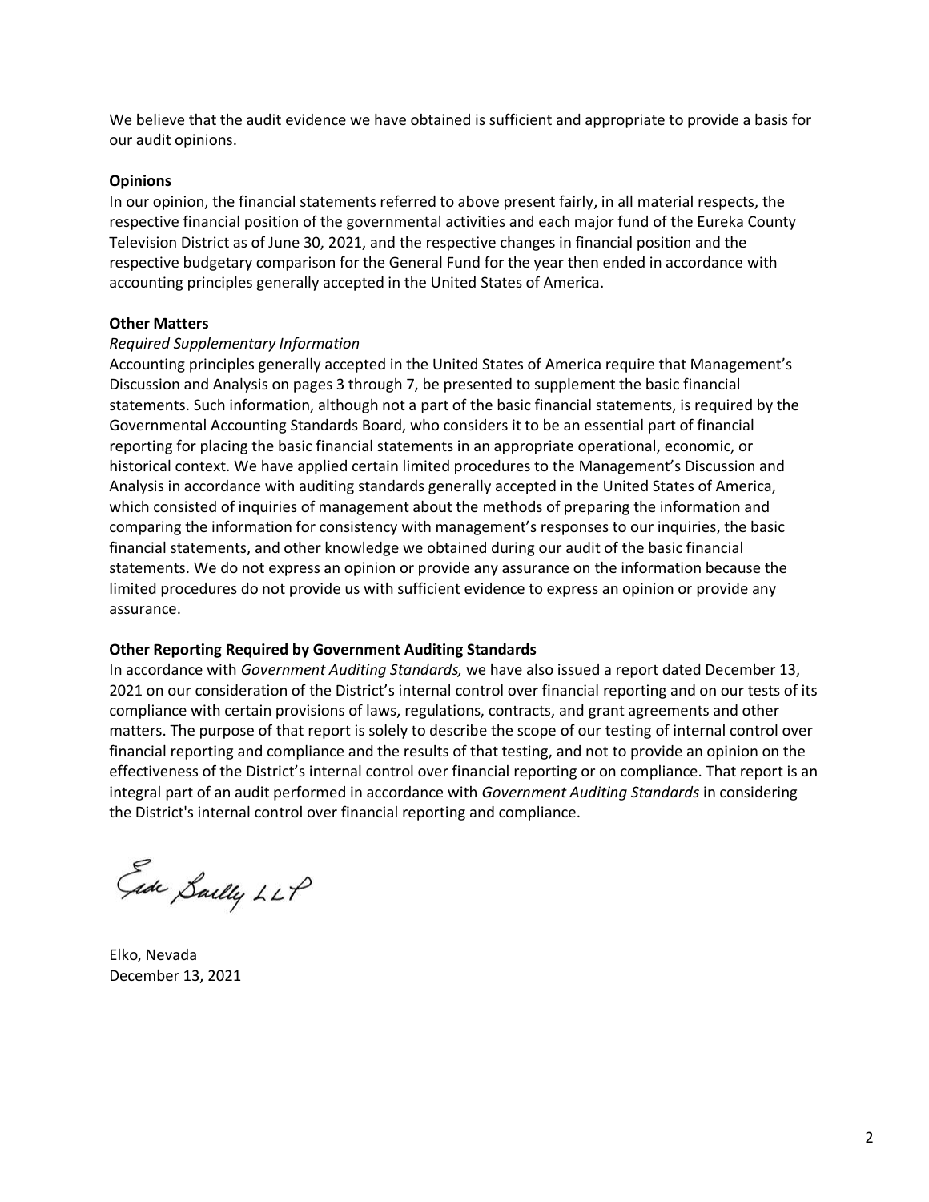We believe that the audit evidence we have obtained is sufficient and appropriate to provide a basis for our audit opinions.

**Opinions**

In our opinion, the financial statements referred to above present fairly, in all material respects, the respective financial position of the governmental activities and each major fund of the Eureka County Television District as of June 30, 2021, and the respective changes in financial position and the respective budgetary comparison for the General Fund for the year then ended in accordance with accounting principles generally accepted in the United States of America.

**Other Matters**

*Required Supplementary Information*

Accounting principles generally accepted in the United States of America require that Management's Discussion and Analysis on pages 3 through 7, be presented to supplement the basic financial statements. Such information, although not a part of the basic financial statements, is required by the Governmental Accounting Standards Board, who considers it to be an essential part of financial reporting for placing the basic financial statements in an appropriate operational, economic, or historical context. We have applied certain limited procedures to the Management's Discussion and Analysis in accordance with auditing standards generally accepted in the United States of America, which consisted of inquiries of management about the methods of preparing the information and comparing the information for consistency with management's responses to our inquiries, the basic financial statements, and other knowledge we obtained during our audit of the basic financial statements. We do not express an opinion or provide any assurance on the information because the limited procedures do not provide us with sufficient evidence to express an opinion or provide any assurance.

**Other Reporting Required by Government Auditing Standards**

In accordance with *Government Auditing Standards,* we have also issued a report dated December 13, 2021 on our consideration of the District's internal control over financial reporting and on our tests of its compliance with certain provisions of laws, regulations, contracts, and grant agreements and other matters. The purpose of that report is solely to describe the scope of our testing of internal control over financial reporting and compliance and the results of that testing, and not to provide an opinion on the effectiveness of the District's internal control over financial reporting or on compliance. That report is an integral part of an audit performed in accordance with *Government Auditing Standards* in considering the District's internal control over financial reporting and compliance.

Eide Bailly LLP

Elko, Nevada
December 13, 2021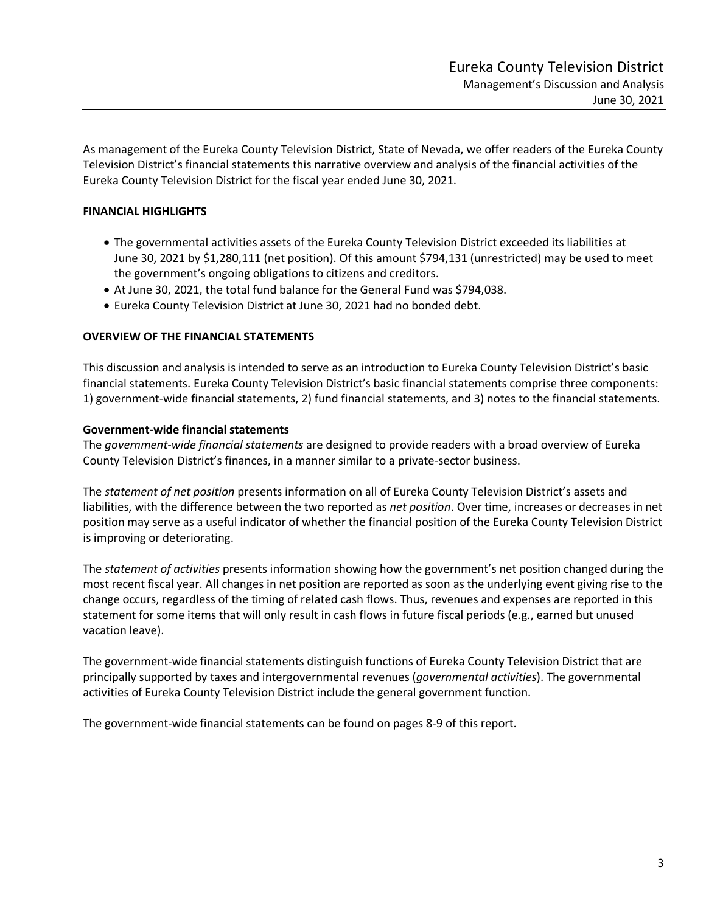As management of the Eureka County Television District, State of Nevada, we offer readers of the Eureka County Television District's financial statements this narrative overview and analysis of the financial activities of the Eureka County Television District for the fiscal year ended June 30, 2021.

## FINANCIAL HIGHLIGHTS

- The governmental activities assets of the Eureka County Television District exceeded its liabilities at June 30, 2021 by $1,280,111 (net position). Of this amount $794,131 (unrestricted) may be used to meet the government's ongoing obligations to citizens and creditors.
- At June 30, 2021, the total fund balance for the General Fund was $794,038.
- Eureka County Television District at June 30, 2021 had no bonded debt.

## OVERVIEW OF THE FINANCIAL STATEMENTS

This discussion and analysis is intended to serve as an introduction to Eureka County Television District's basic financial statements. Eureka County Television District's basic financial statements comprise three components: 1) government-wide financial statements, 2) fund financial statements, and 3) notes to the financial statements.

### Government-wide financial statements

The *government-wide financial statements* are designed to provide readers with a broad overview of Eureka County Television District's finances, in a manner similar to a private-sector business.

The *statement of net position* presents information on all of Eureka County Television District's assets and liabilities, with the difference between the two reported as *net position*. Over time, increases or decreases in net position may serve as a useful indicator of whether the financial position of the Eureka County Television District is improving or deteriorating.

The *statement of activities* presents information showing how the government's net position changed during the most recent fiscal year. All changes in net position are reported as soon as the underlying event giving rise to the change occurs, regardless of the timing of related cash flows. Thus, revenues and expenses are reported in this statement for some items that will only result in cash flows in future fiscal periods (e.g., earned but unused vacation leave).

The government-wide financial statements distinguish functions of Eureka County Television District that are principally supported by taxes and intergovernmental revenues (*governmental activities*). The governmental activities of Eureka County Television District include the general government function.

The government-wide financial statements can be found on pages 8-9 of this report.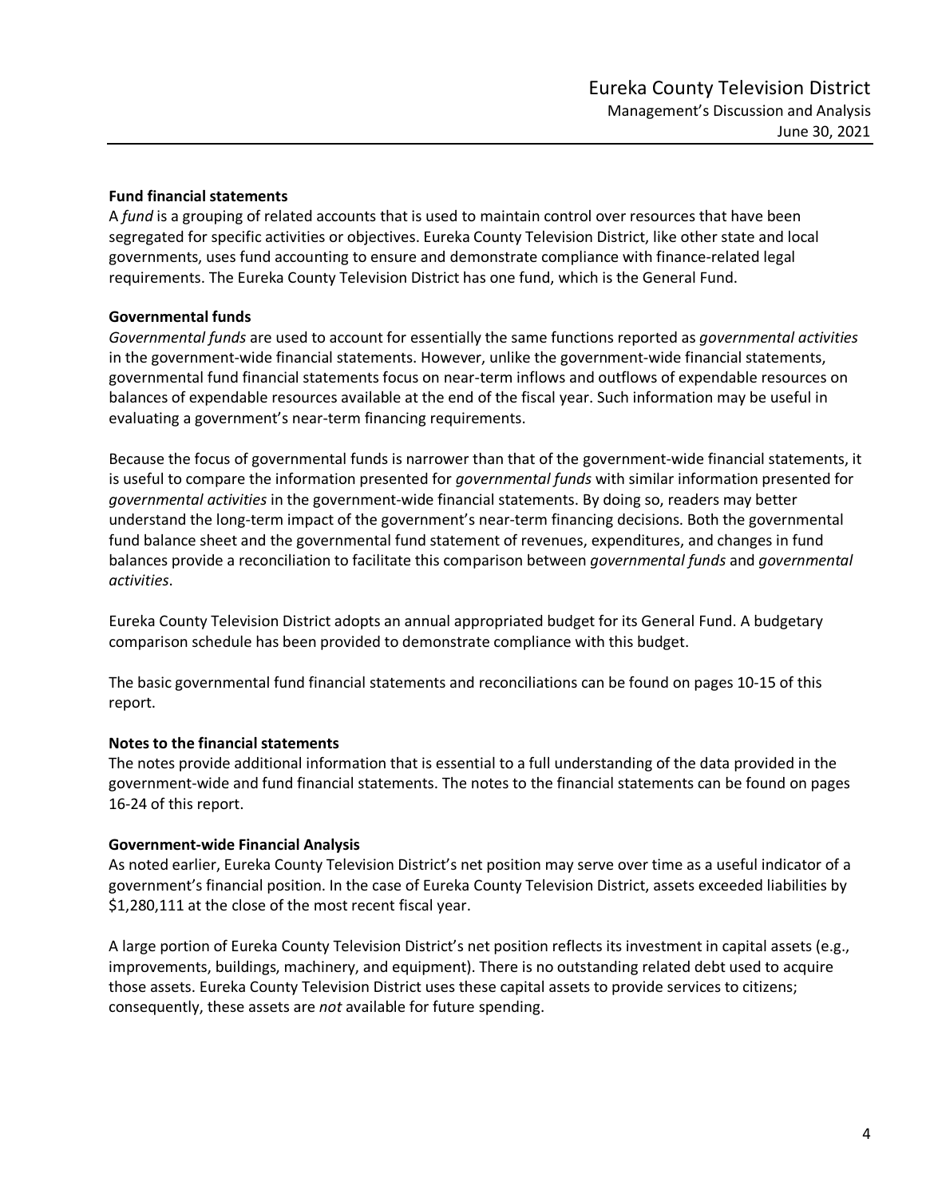**Fund financial statements**

A *fund* is a grouping of related accounts that is used to maintain control over resources that have been segregated for specific activities or objectives. Eureka County Television District, like other state and local governments, uses fund accounting to ensure and demonstrate compliance with finance-related legal requirements. The Eureka County Television District has one fund, which is the General Fund.

**Governmental funds**

*Governmental funds* are used to account for essentially the same functions reported as *governmental activities* in the government-wide financial statements. However, unlike the government-wide financial statements, governmental fund financial statements focus on near-term inflows and outflows of expendable resources on balances of expendable resources available at the end of the fiscal year. Such information may be useful in evaluating a government's near-term financing requirements.

Because the focus of governmental funds is narrower than that of the government-wide financial statements, it is useful to compare the information presented for *governmental funds* with similar information presented for *governmental activities* in the government-wide financial statements. By doing so, readers may better understand the long-term impact of the government's near-term financing decisions. Both the governmental fund balance sheet and the governmental fund statement of revenues, expenditures, and changes in fund balances provide a reconciliation to facilitate this comparison between *governmental funds* and *governmental activities*.

Eureka County Television District adopts an annual appropriated budget for its General Fund. A budgetary comparison schedule has been provided to demonstrate compliance with this budget.

The basic governmental fund financial statements and reconciliations can be found on pages 10-15 of this report.

**Notes to the financial statements**

The notes provide additional information that is essential to a full understanding of the data provided in the government-wide and fund financial statements. The notes to the financial statements can be found on pages 16-24 of this report.

**Government-wide Financial Analysis**

As noted earlier, Eureka County Television District's net position may serve over time as a useful indicator of a government's financial position. In the case of Eureka County Television District, assets exceeded liabilities by $1,280,111 at the close of the most recent fiscal year.

A large portion of Eureka County Television District's net position reflects its investment in capital assets (e.g., improvements, buildings, machinery, and equipment). There is no outstanding related debt used to acquire those assets. Eureka County Television District uses these capital assets to provide services to citizens; consequently, these assets are *not* available for future spending.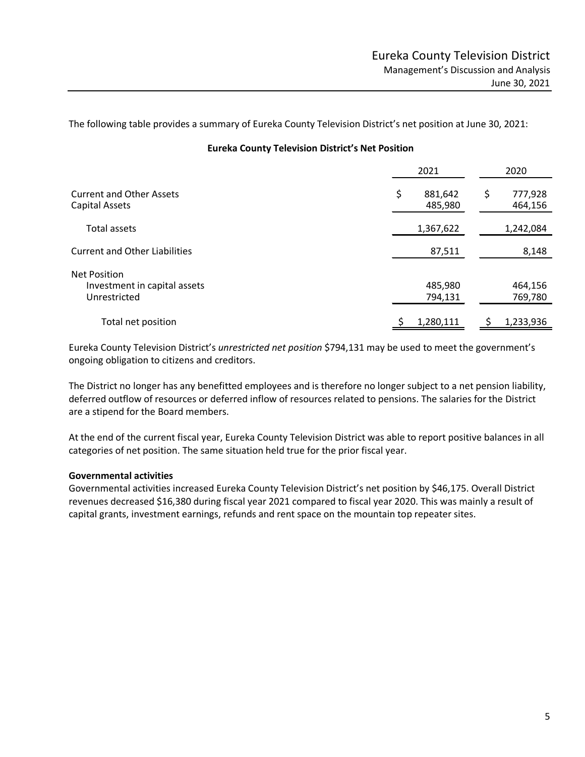The following table provides a summary of Eureka County Television District's net position at June 30, 2021:

**Eureka County Television District's Net Position**

| | 2021 | 2020 |
|---|---|---|
| Current and Other Assets | $ 881,642 | $ 777,928 |
| Capital Assets | 485,980 | 464,156 |
| Total assets | 1,367,622 | 1,242,084 |
| Current and Other Liabilities | 87,511 | 8,148 |
| Net Position | | |
| Investment in capital assets | 485,980 | 464,156 |
| Unrestricted | 794,131 | 769,780 |
| Total net position | $ 1,280,111 | $ 1,233,936 |

Eureka County Television District's *unrestricted net position* $794,131 may be used to meet the government's ongoing obligation to citizens and creditors.

The District no longer has any benefitted employees and is therefore no longer subject to a net pension liability, deferred outflow of resources or deferred inflow of resources related to pensions. The salaries for the District are a stipend for the Board members.

At the end of the current fiscal year, Eureka County Television District was able to report positive balances in all categories of net position. The same situation held true for the prior fiscal year.

**Governmental activities**

Governmental activities increased Eureka County Television District's net position by $46,175. Overall District revenues decreased $16,380 during fiscal year 2021 compared to fiscal year 2020. This was mainly a result of capital grants, investment earnings, refunds and rent space on the mountain top repeater sites.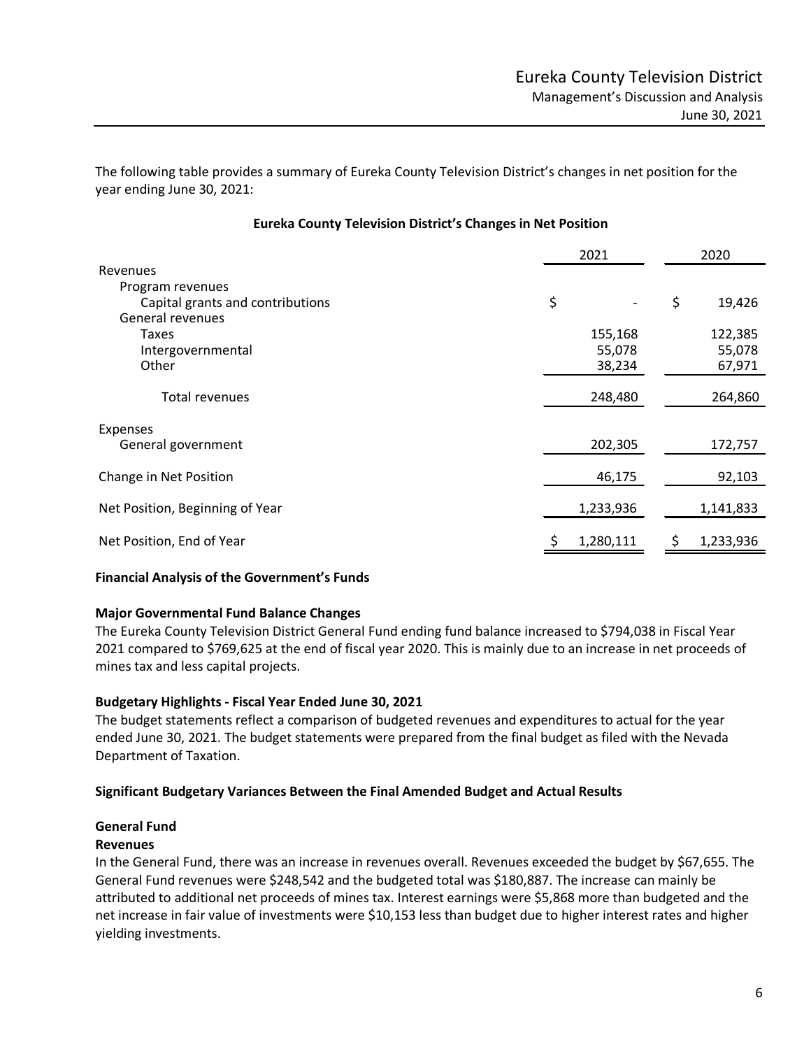The following table provides a summary of Eureka County Television District's changes in net position for the year ending June 30, 2021:

**Eureka County Television District's Changes in Net Position**

| | 2021 | 2020 |
|---|---|---|
| Revenues | | |
| Program revenues | | |
| Capital grants and contributions | $ - | $ 19,426 |
| General revenues | | |
| Taxes | 155,168 | 122,385 |
| Intergovernmental | 55,078 | 55,078 |
| Other | 38,234 | 67,971 |
| Total revenues | 248,480 | 264,860 |
| Expenses | | |
| General government | 202,305 | 172,757 |
| Change in Net Position | 46,175 | 92,103 |
| Net Position, Beginning of Year | 1,233,936 | 1,141,833 |
| Net Position, End of Year | $ 1,280,111 | $ 1,233,936 |

**Financial Analysis of the Government's Funds**

**Major Governmental Fund Balance Changes**

The Eureka County Television District General Fund ending fund balance increased to $794,038 in Fiscal Year 2021 compared to $769,625 at the end of fiscal year 2020. This is mainly due to an increase in net proceeds of mines tax and less capital projects.

**Budgetary Highlights - Fiscal Year Ended June 30, 2021**

The budget statements reflect a comparison of budgeted revenues and expenditures to actual for the year ended June 30, 2021. The budget statements were prepared from the final budget as filed with the Nevada Department of Taxation.

**Significant Budgetary Variances Between the Final Amended Budget and Actual Results**

**General Fund**

**Revenues**

In the General Fund, there was an increase in revenues overall. Revenues exceeded the budget by $67,655. The General Fund revenues were $248,542 and the budgeted total was $180,887. The increase can mainly be attributed to additional net proceeds of mines tax. Interest earnings were $5,868 more than budgeted and the net increase in fair value of investments were $10,153 less than budget due to higher interest rates and higher yielding investments.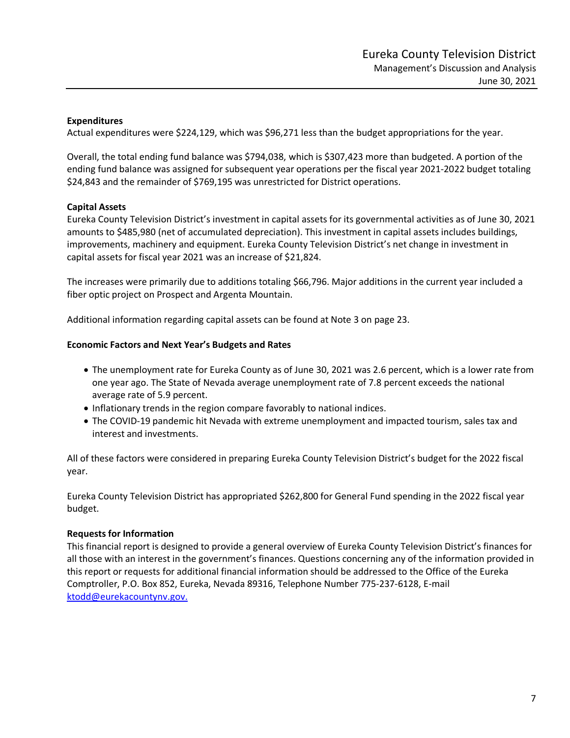**Expenditures**

Actual expenditures were $224,129, which was $96,271 less than the budget appropriations for the year.

Overall, the total ending fund balance was $794,038, which is $307,423 more than budgeted. A portion of the ending fund balance was assigned for subsequent year operations per the fiscal year 2021-2022 budget totaling $24,843 and the remainder of $769,195 was unrestricted for District operations.

**Capital Assets**

Eureka County Television District's investment in capital assets for its governmental activities as of June 30, 2021 amounts to $485,980 (net of accumulated depreciation). This investment in capital assets includes buildings, improvements, machinery and equipment. Eureka County Television District's net change in investment in capital assets for fiscal year 2021 was an increase of $21,824.

The increases were primarily due to additions totaling $66,796. Major additions in the current year included a fiber optic project on Prospect and Argenta Mountain.

Additional information regarding capital assets can be found at Note 3 on page 23.

**Economic Factors and Next Year's Budgets and Rates**

- The unemployment rate for Eureka County as of June 30, 2021 was 2.6 percent, which is a lower rate from one year ago. The State of Nevada average unemployment rate of 7.8 percent exceeds the national average rate of 5.9 percent.
- Inflationary trends in the region compare favorably to national indices.
- The COVID-19 pandemic hit Nevada with extreme unemployment and impacted tourism, sales tax and interest and investments.

All of these factors were considered in preparing Eureka County Television District's budget for the 2022 fiscal year.

Eureka County Television District has appropriated $262,800 for General Fund spending in the 2022 fiscal year budget.

**Requests for Information**

This financial report is designed to provide a general overview of Eureka County Television District's finances for all those with an interest in the government's finances. Questions concerning any of the information provided in this report or requests for additional financial information should be addressed to the Office of the Eureka Comptroller, P.O. Box 852, Eureka, Nevada 89316, Telephone Number 775-237-6128, E-mail ktodd@eurekacountynv.gov.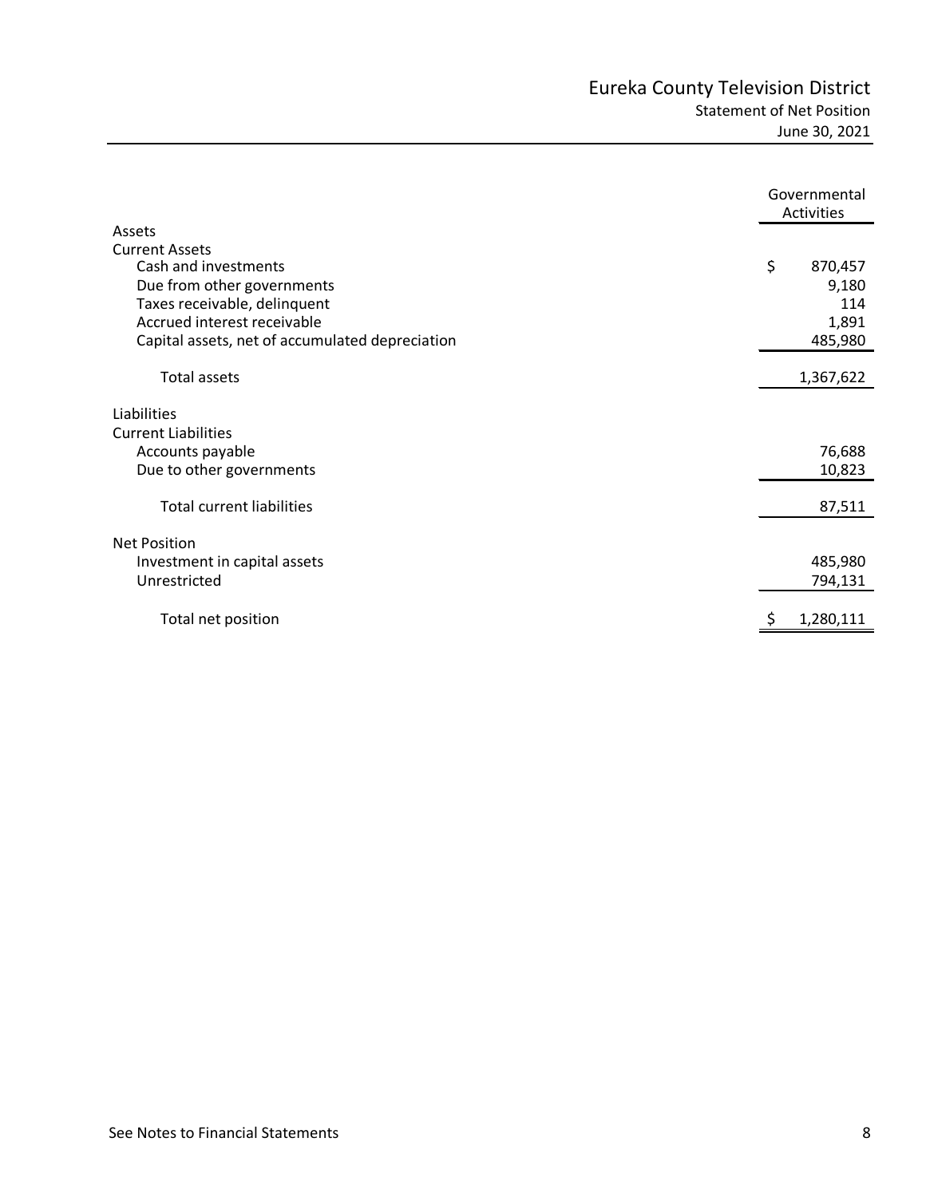# Eureka County Television District

## Statement of Net Position

June 30, 2021

| | Governmental Activities |
|---|---|
| **Assets** | |
| Current Assets | |
| Cash and investments | $ 870,457 |
| Due from other governments | 9,180 |
| Taxes receivable, delinquent | 114 |
| Accrued interest receivable | 1,891 |
| Capital assets, net of accumulated depreciation | 485,980 |
| Total assets | 1,367,622 |
| **Liabilities** | |
| Current Liabilities | |
| Accounts payable | 76,688 |
| Due to other governments | 10,823 |
| Total current liabilities | 87,511 |
| **Net Position** | |
| Investment in capital assets | 485,980 |
| Unrestricted | 794,131 |
| Total net position | $ 1,280,111 |

See Notes to Financial Statements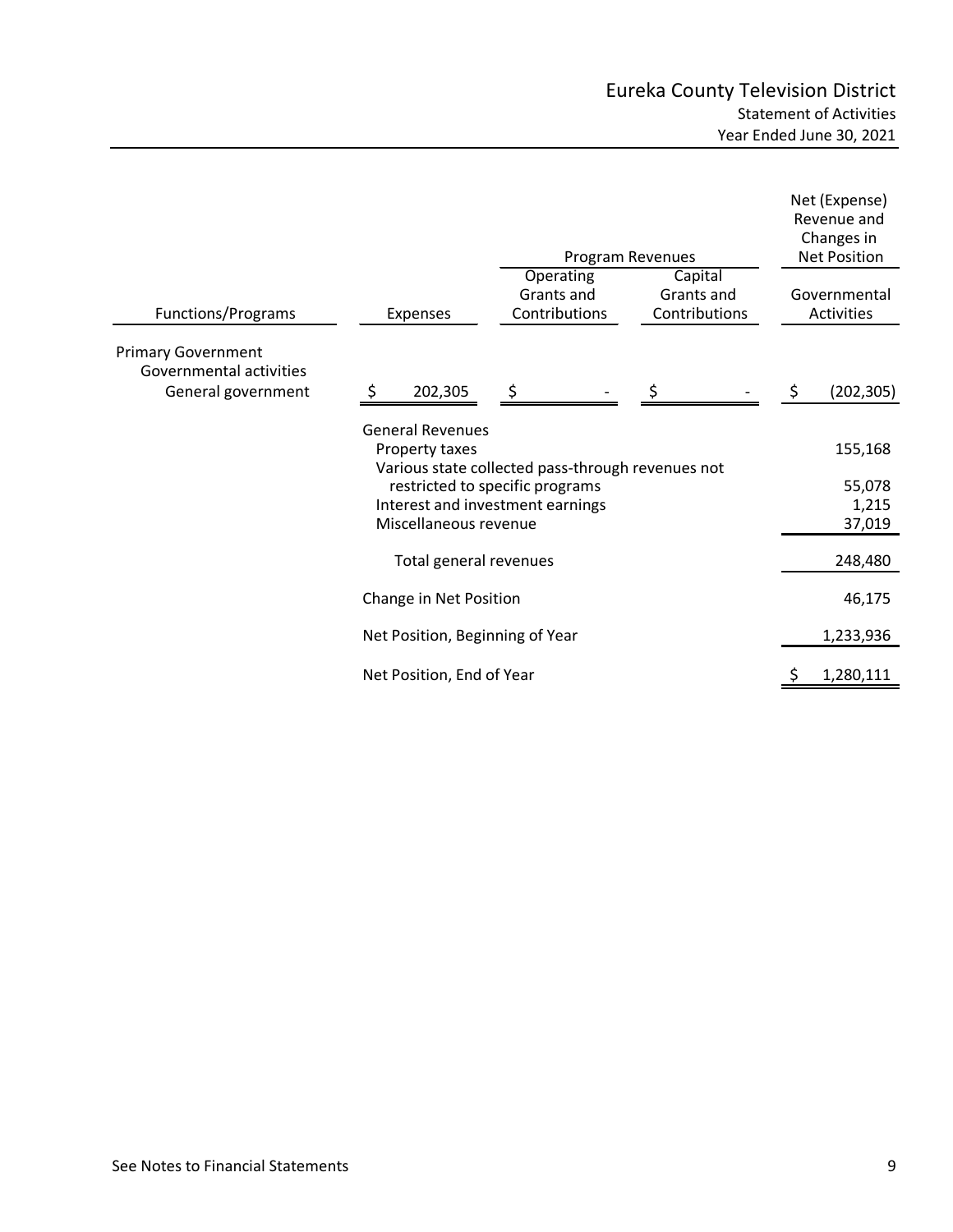# Eureka County Television District

## Statement of Activities

### Year Ended June 30, 2021

| Functions/Programs | Expenses | Program Revenues: Operating Grants and Contributions | Program Revenues: Capital Grants and Contributions | Net (Expense) Revenue and Changes in Net Position: Governmental Activities |
|---|---|---|---|---|
| Primary Government | | | | |
| Governmental activities | | | | |
| General government | $ 202,305 | $ - | $ - | $ (202,305) |
| General Revenues | | | | |
| Property taxes | | | | 155,168 |
| Various state collected pass-through revenues not restricted to specific programs | | | | 55,078 |
| Interest and investment earnings | | | | 1,215 |
| Miscellaneous revenue | | | | 37,019 |
| Total general revenues | | | | 248,480 |
| Change in Net Position | | | | 46,175 |
| Net Position, Beginning of Year | | | | 1,233,936 |
| Net Position, End of Year | | | | $ 1,280,111 |

See Notes to Financial Statements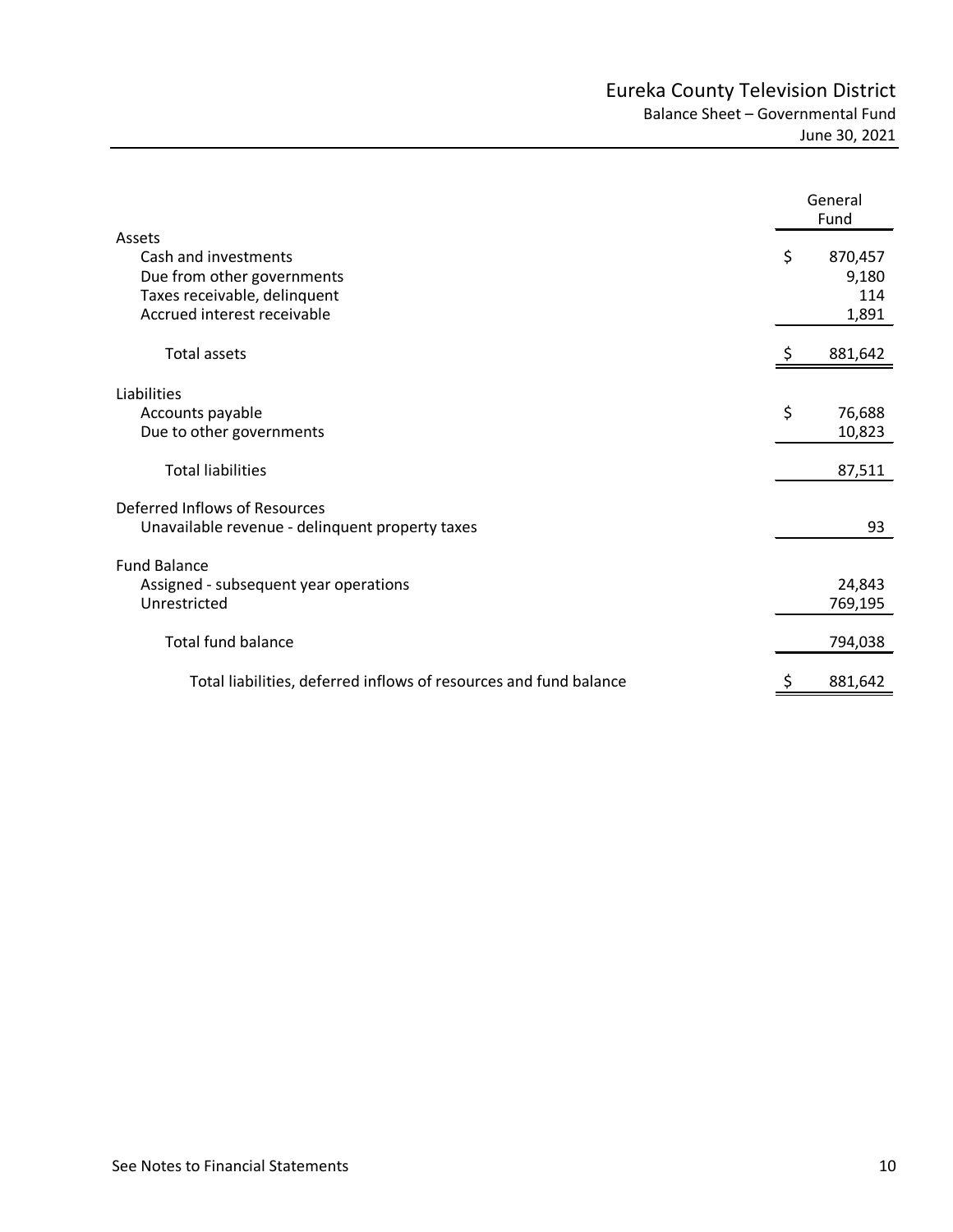# Eureka County Television District

## Balance Sheet – Governmental Fund

June 30, 2021

| | General Fund |
|---|---|
| **Assets** | |
| Cash and investments | $ 870,457 |
| Due from other governments | 9,180 |
| Taxes receivable, delinquent | 114 |
| Accrued interest receivable | 1,891 |
| Total assets | $ 881,642 |
| **Liabilities** | |
| Accounts payable | $ 76,688 |
| Due to other governments | 10,823 |
| Total liabilities | 87,511 |
| **Deferred Inflows of Resources** | |
| Unavailable revenue - delinquent property taxes | 93 |
| **Fund Balance** | |
| Assigned - subsequent year operations | 24,843 |
| Unrestricted | 769,195 |
| Total fund balance | 794,038 |
| Total liabilities, deferred inflows of resources and fund balance | $ 881,642 |

See Notes to Financial Statements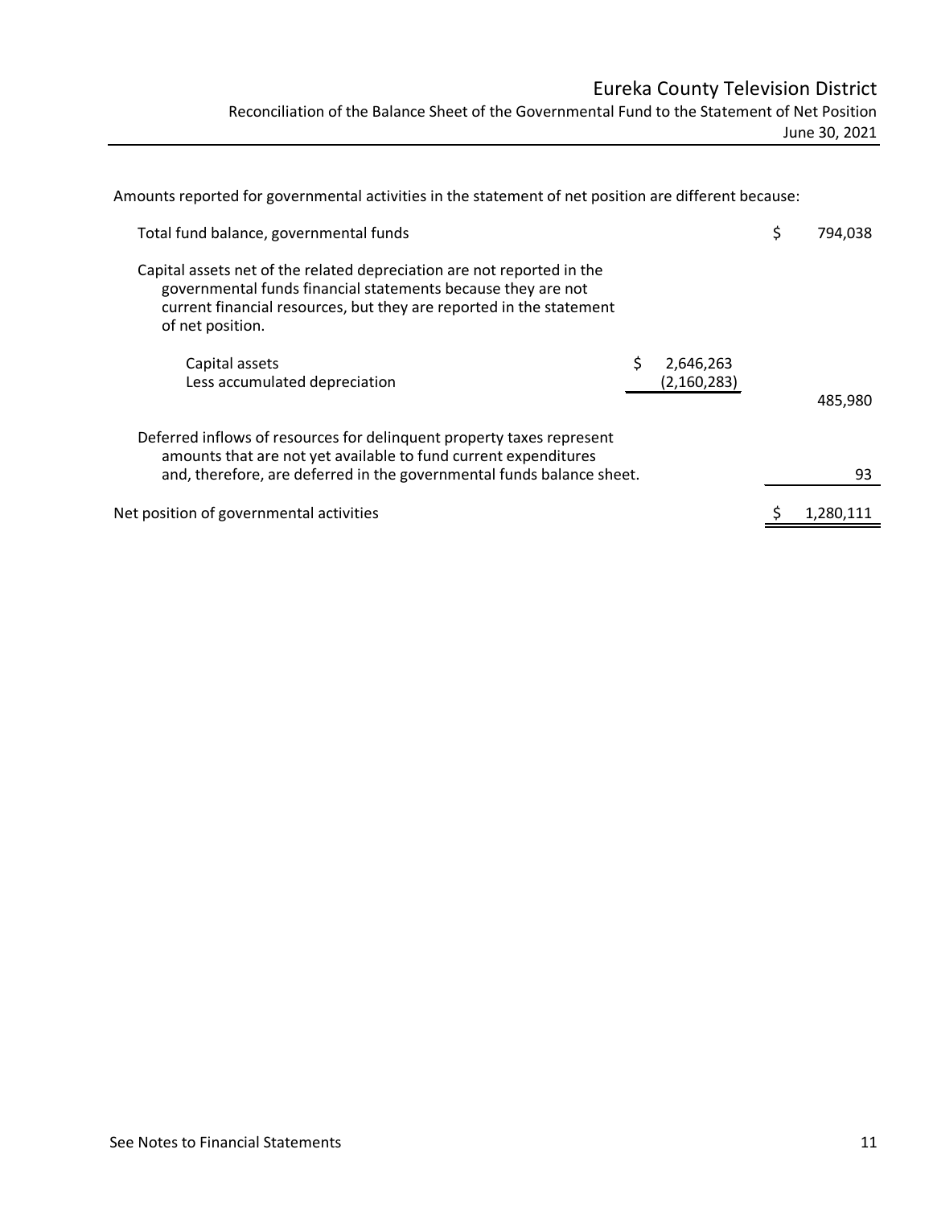# Eureka County Television District

## Reconciliation of the Balance Sheet of the Governmental Fund to the Statement of Net Position

June 30, 2021

Amounts reported for governmental activities in the statement of net position are different because:

| | | |
|---|---|---|
| Total fund balance, governmental funds | | $ 794,038 |
| Capital assets net of the related depreciation are not reported in the governmental funds financial statements because they are not current financial resources, but they are reported in the statement of net position. | | |
| Capital assets | $ 2,646,263 | |
| Less accumulated depreciation | (2,160,283) | 485,980 |
| Deferred inflows of resources for delinquent property taxes represent amounts that are not yet available to fund current expenditures and, therefore, are deferred in the governmental funds balance sheet. | | 93 |
| Net position of governmental activities | | $ 1,280,111 |

See Notes to Financial Statements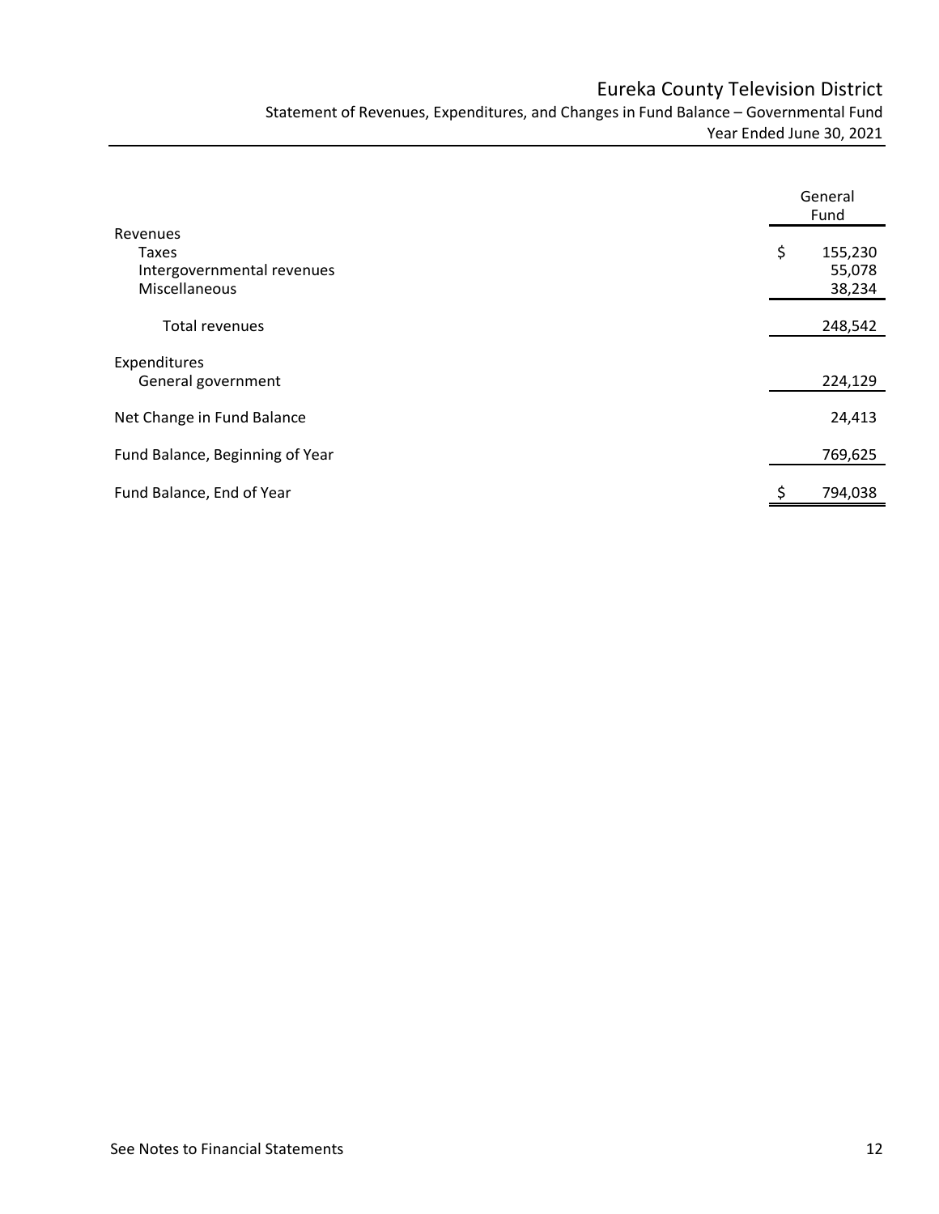# Eureka County Television District

## Statement of Revenues, Expenditures, and Changes in Fund Balance – Governmental Fund

### Year Ended June 30, 2021

| | General Fund |
|---|---|
| **Revenues** | |
| Taxes | $ 155,230 |
| Intergovernmental revenues | 55,078 |
| Miscellaneous | 38,234 |
| Total revenues | 248,542 |
| **Expenditures** | |
| General government | 224,129 |
| Net Change in Fund Balance | 24,413 |
| Fund Balance, Beginning of Year | 769,625 |
| Fund Balance, End of Year | $ 794,038 |

See Notes to Financial Statements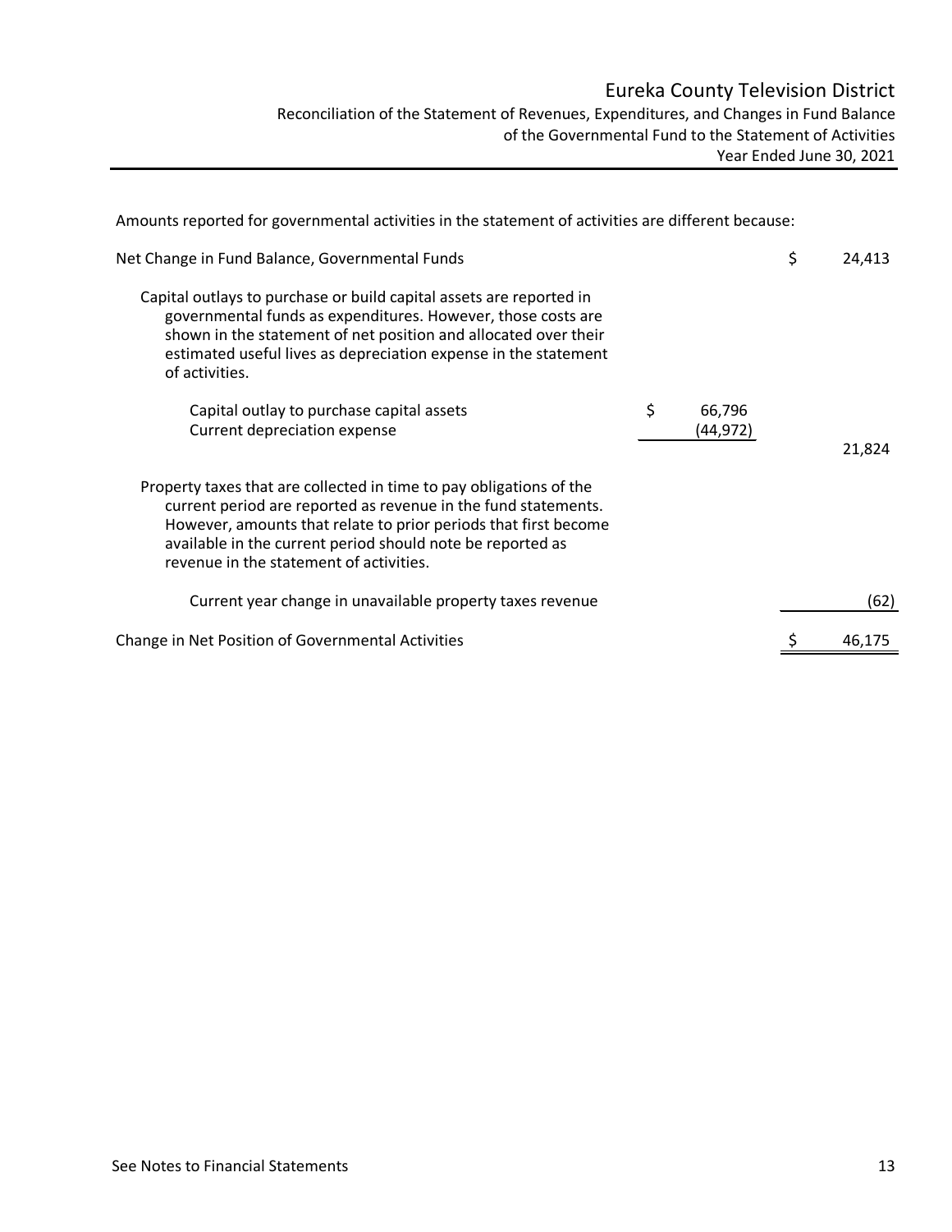# Eureka County Television District

## Reconciliation of the Statement of Revenues, Expenditures, and Changes in Fund Balance of the Governmental Fund to the Statement of Activities

### Year Ended June 30, 2021

Amounts reported for governmental activities in the statement of activities are different because:

| | | |
|---|---|---|
| Net Change in Fund Balance, Governmental Funds | | $ 24,413 |
| Capital outlays to purchase or build capital assets are reported in governmental funds as expenditures. However, those costs are shown in the statement of net position and allocated over their estimated useful lives as depreciation expense in the statement of activities. | | |
| Capital outlay to purchase capital assets | $ 66,796 | |
| Current depreciation expense | (44,972) | 21,824 |
| Property taxes that are collected in time to pay obligations of the current period are reported as revenue in the fund statements. However, amounts that relate to prior periods that first become available in the current period should note be reported as revenue in the statement of activities. | | |
| Current year change in unavailable property taxes revenue | | (62) |
| Change in Net Position of Governmental Activities | | $ 46,175 |

See Notes to Financial Statements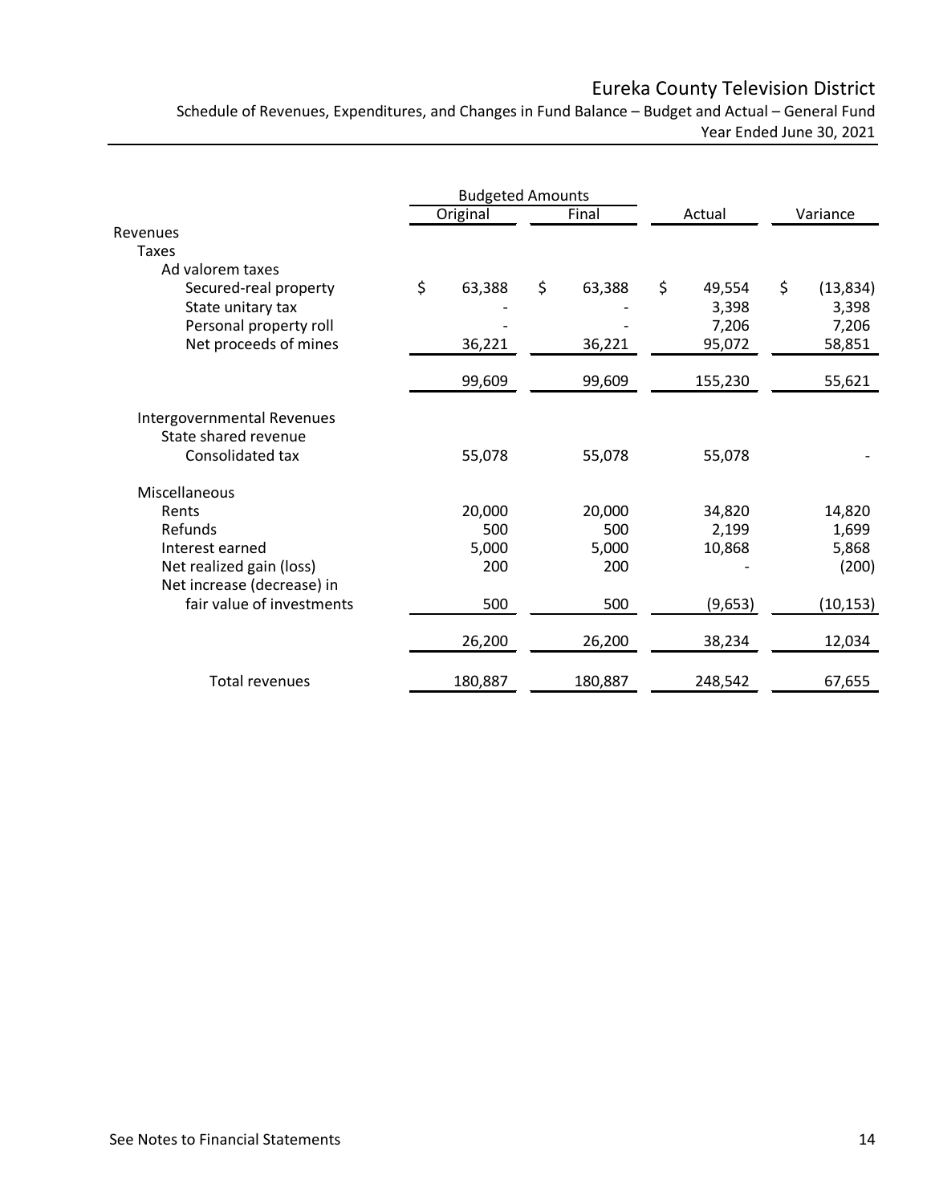# Eureka County Television District

Schedule of Revenues, Expenditures, and Changes in Fund Balance – Budget and Actual – General Fund
Year Ended June 30, 2021

| | Budgeted Amounts | | | |
|---|---|---|---|---|
| | Original | Final | Actual | Variance |
| **Revenues** | | | | |
| Taxes | | | | |
| Ad valorem taxes | | | | |
| Secured-real property | $ 63,388 | $ 63,388 | $ 49,554 | $ (13,834) |
| State unitary tax | - | - | 3,398 | 3,398 |
| Personal property roll | - | - | 7,206 | 7,206 |
| Net proceeds of mines | 36,221 | 36,221 | 95,072 | 58,851 |
| | 99,609 | 99,609 | 155,230 | 55,621 |
| Intergovernmental Revenues | | | | |
| State shared revenue | | | | |
| Consolidated tax | 55,078 | 55,078 | 55,078 | - |
| Miscellaneous | | | | |
| Rents | 20,000 | 20,000 | 34,820 | 14,820 |
| Refunds | 500 | 500 | 2,199 | 1,699 |
| Interest earned | 5,000 | 5,000 | 10,868 | 5,868 |
| Net realized gain (loss) | 200 | 200 | - | (200) |
| Net increase (decrease) in fair value of investments | 500 | 500 | (9,653) | (10,153) |
| | 26,200 | 26,200 | 38,234 | 12,034 |
| Total revenues | 180,887 | 180,887 | 248,542 | 67,655 |

See Notes to Financial Statements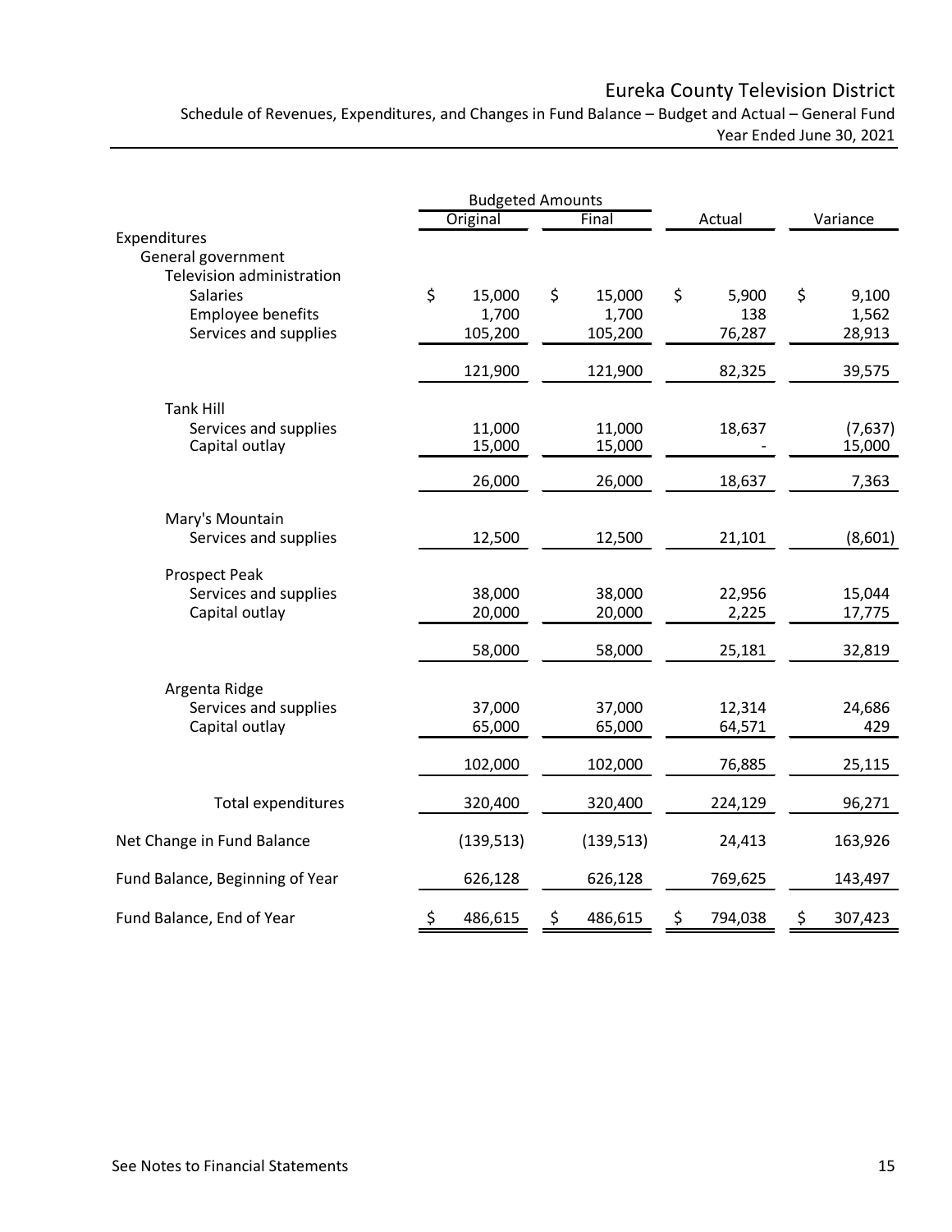# Eureka County Television District

Schedule of Revenues, Expenditures, and Changes in Fund Balance – Budget and Actual – General Fund
Year Ended June 30, 2021

| | Budgeted Amounts | | | |
|---|---|---|---|---|
| | Original | Final | Actual | Variance |
| **Expenditures** | | | | |
| General government | | | | |
| Television administration | | | | |
| Salaries | $ 15,000 | $ 15,000 | $ 5,900 | $ 9,100 |
| Employee benefits | 1,700 | 1,700 | 138 | 1,562 |
| Services and supplies | 105,200 | 105,200 | 76,287 | 28,913 |
| | 121,900 | 121,900 | 82,325 | 39,575 |
| Tank Hill | | | | |
| Services and supplies | 11,000 | 11,000 | 18,637 | (7,637) |
| Capital outlay | 15,000 | 15,000 | - | 15,000 |
| | 26,000 | 26,000 | 18,637 | 7,363 |
| Mary's Mountain | | | | |
| Services and supplies | 12,500 | 12,500 | 21,101 | (8,601) |
| Prospect Peak | | | | |
| Services and supplies | 38,000 | 38,000 | 22,956 | 15,044 |
| Capital outlay | 20,000 | 20,000 | 2,225 | 17,775 |
| | 58,000 | 58,000 | 25,181 | 32,819 |
| Argenta Ridge | | | | |
| Services and supplies | 37,000 | 37,000 | 12,314 | 24,686 |
| Capital outlay | 65,000 | 65,000 | 64,571 | 429 |
| | 102,000 | 102,000 | 76,885 | 25,115 |
| Total expenditures | 320,400 | 320,400 | 224,129 | 96,271 |
| Net Change in Fund Balance | (139,513) | (139,513) | 24,413 | 163,926 |
| Fund Balance, Beginning of Year | 626,128 | 626,128 | 769,625 | 143,497 |
| Fund Balance, End of Year | $ 486,615 | $ 486,615 | $ 794,038 | $ 307,423 |

See Notes to Financial Statements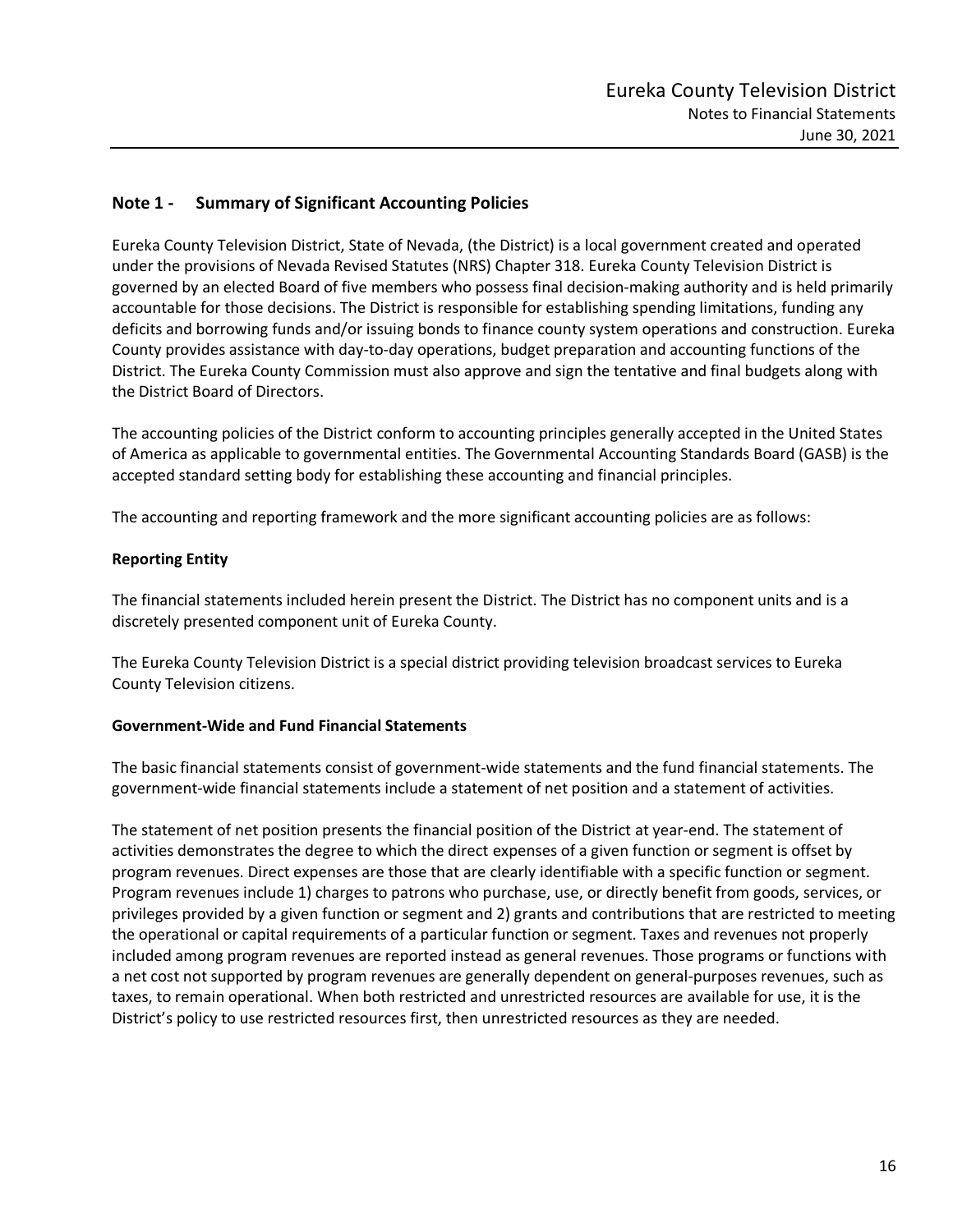## Note 1 - Summary of Significant Accounting Policies

Eureka County Television District, State of Nevada, (the District) is a local government created and operated under the provisions of Nevada Revised Statutes (NRS) Chapter 318. Eureka County Television District is governed by an elected Board of five members who possess final decision-making authority and is held primarily accountable for those decisions. The District is responsible for establishing spending limitations, funding any deficits and borrowing funds and/or issuing bonds to finance county system operations and construction. Eureka County provides assistance with day-to-day operations, budget preparation and accounting functions of the District. The Eureka County Commission must also approve and sign the tentative and final budgets along with the District Board of Directors.

The accounting policies of the District conform to accounting principles generally accepted in the United States of America as applicable to governmental entities. The Governmental Accounting Standards Board (GASB) is the accepted standard setting body for establishing these accounting and financial principles.

The accounting and reporting framework and the more significant accounting policies are as follows:

### Reporting Entity

The financial statements included herein present the District. The District has no component units and is a discretely presented component unit of Eureka County.

The Eureka County Television District is a special district providing television broadcast services to Eureka County Television citizens.

### Government-Wide and Fund Financial Statements

The basic financial statements consist of government-wide statements and the fund financial statements. The government-wide financial statements include a statement of net position and a statement of activities.

The statement of net position presents the financial position of the District at year-end. The statement of activities demonstrates the degree to which the direct expenses of a given function or segment is offset by program revenues. Direct expenses are those that are clearly identifiable with a specific function or segment. Program revenues include 1) charges to patrons who purchase, use, or directly benefit from goods, services, or privileges provided by a given function or segment and 2) grants and contributions that are restricted to meeting the operational or capital requirements of a particular function or segment. Taxes and revenues not properly included among program revenues are reported instead as general revenues. Those programs or functions with a net cost not supported by program revenues are generally dependent on general-purposes revenues, such as taxes, to remain operational. When both restricted and unrestricted resources are available for use, it is the District's policy to use restricted resources first, then unrestricted resources as they are needed.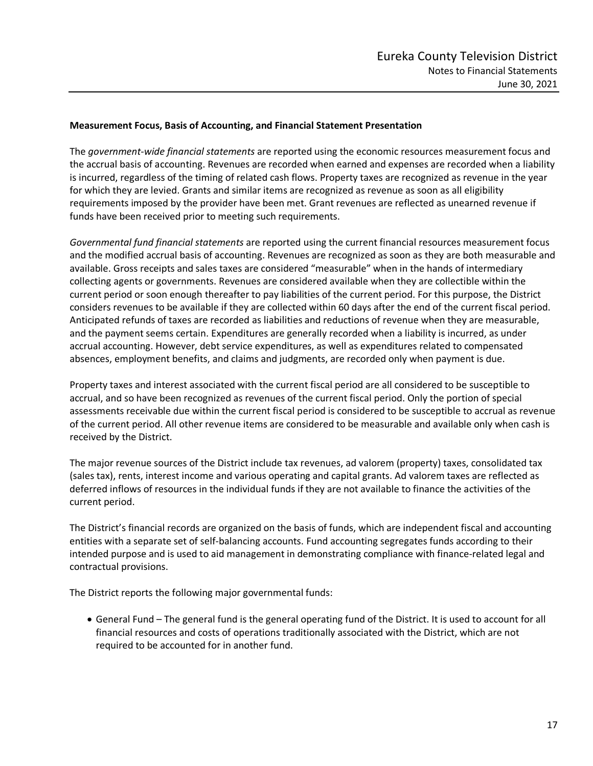**Measurement Focus, Basis of Accounting, and Financial Statement Presentation**

The *government-wide financial statements* are reported using the economic resources measurement focus and the accrual basis of accounting. Revenues are recorded when earned and expenses are recorded when a liability is incurred, regardless of the timing of related cash flows. Property taxes are recognized as revenue in the year for which they are levied. Grants and similar items are recognized as revenue as soon as all eligibility requirements imposed by the provider have been met. Grant revenues are reflected as unearned revenue if funds have been received prior to meeting such requirements.

*Governmental fund financial statements* are reported using the current financial resources measurement focus and the modified accrual basis of accounting. Revenues are recognized as soon as they are both measurable and available. Gross receipts and sales taxes are considered "measurable" when in the hands of intermediary collecting agents or governments. Revenues are considered available when they are collectible within the current period or soon enough thereafter to pay liabilities of the current period. For this purpose, the District considers revenues to be available if they are collected within 60 days after the end of the current fiscal period. Anticipated refunds of taxes are recorded as liabilities and reductions of revenue when they are measurable, and the payment seems certain. Expenditures are generally recorded when a liability is incurred, as under accrual accounting. However, debt service expenditures, as well as expenditures related to compensated absences, employment benefits, and claims and judgments, are recorded only when payment is due.

Property taxes and interest associated with the current fiscal period are all considered to be susceptible to accrual, and so have been recognized as revenues of the current fiscal period. Only the portion of special assessments receivable due within the current fiscal period is considered to be susceptible to accrual as revenue of the current period. All other revenue items are considered to be measurable and available only when cash is received by the District.

The major revenue sources of the District include tax revenues, ad valorem (property) taxes, consolidated tax (sales tax), rents, interest income and various operating and capital grants. Ad valorem taxes are reflected as deferred inflows of resources in the individual funds if they are not available to finance the activities of the current period.

The District's financial records are organized on the basis of funds, which are independent fiscal and accounting entities with a separate set of self-balancing accounts. Fund accounting segregates funds according to their intended purpose and is used to aid management in demonstrating compliance with finance-related legal and contractual provisions.

The District reports the following major governmental funds:

- General Fund – The general fund is the general operating fund of the District. It is used to account for all financial resources and costs of operations traditionally associated with the District, which are not required to be accounted for in another fund.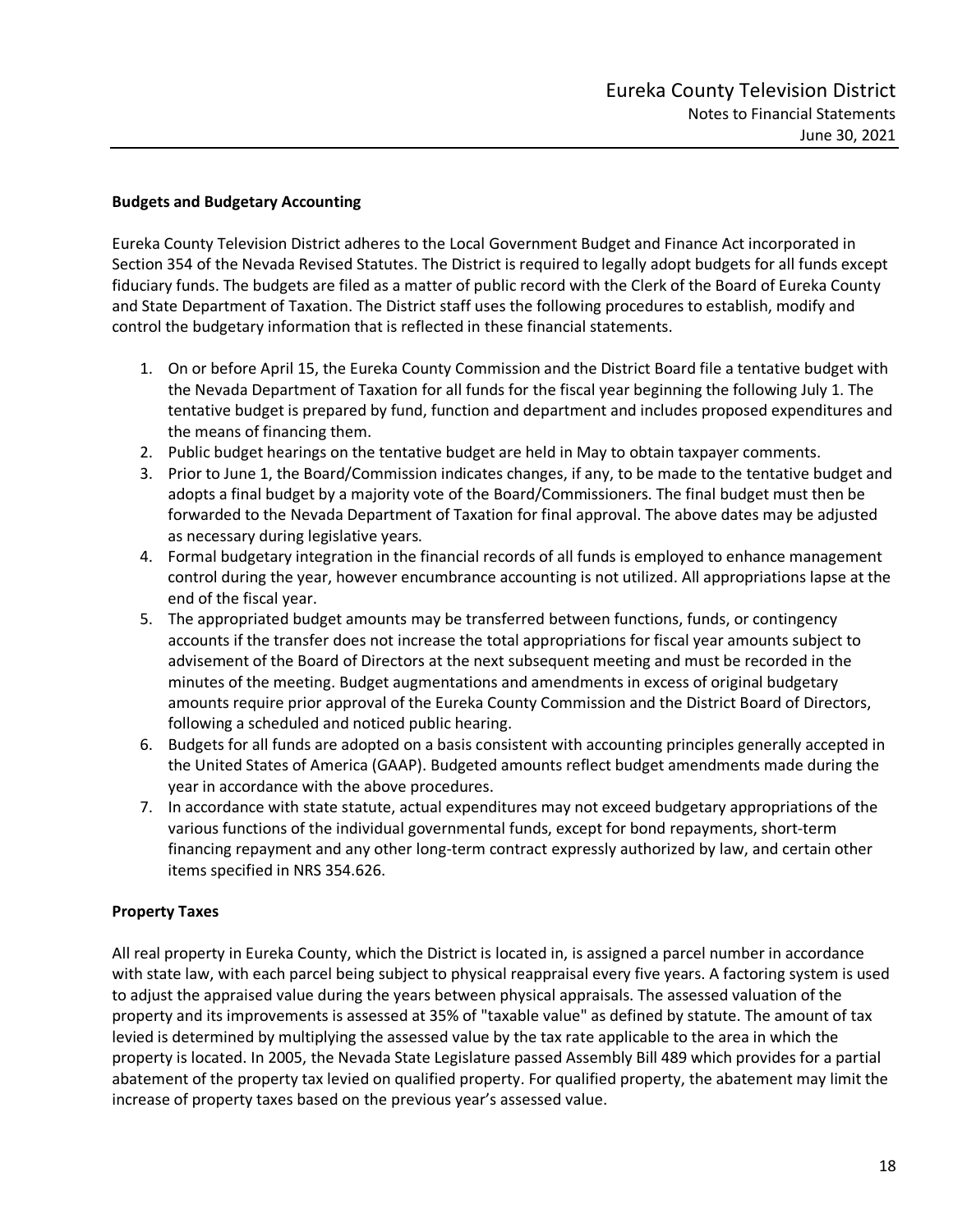**Budgets and Budgetary Accounting**

Eureka County Television District adheres to the Local Government Budget and Finance Act incorporated in Section 354 of the Nevada Revised Statutes. The District is required to legally adopt budgets for all funds except fiduciary funds. The budgets are filed as a matter of public record with the Clerk of the Board of Eureka County and State Department of Taxation. The District staff uses the following procedures to establish, modify and control the budgetary information that is reflected in these financial statements.

1. On or before April 15, the Eureka County Commission and the District Board file a tentative budget with the Nevada Department of Taxation for all funds for the fiscal year beginning the following July 1. The tentative budget is prepared by fund, function and department and includes proposed expenditures and the means of financing them.
2. Public budget hearings on the tentative budget are held in May to obtain taxpayer comments.
3. Prior to June 1, the Board/Commission indicates changes, if any, to be made to the tentative budget and adopts a final budget by a majority vote of the Board/Commissioners. The final budget must then be forwarded to the Nevada Department of Taxation for final approval. The above dates may be adjusted as necessary during legislative years.
4. Formal budgetary integration in the financial records of all funds is employed to enhance management control during the year, however encumbrance accounting is not utilized. All appropriations lapse at the end of the fiscal year.
5. The appropriated budget amounts may be transferred between functions, funds, or contingency accounts if the transfer does not increase the total appropriations for fiscal year amounts subject to advisement of the Board of Directors at the next subsequent meeting and must be recorded in the minutes of the meeting. Budget augmentations and amendments in excess of original budgetary amounts require prior approval of the Eureka County Commission and the District Board of Directors, following a scheduled and noticed public hearing.
6. Budgets for all funds are adopted on a basis consistent with accounting principles generally accepted in the United States of America (GAAP). Budgeted amounts reflect budget amendments made during the year in accordance with the above procedures.
7. In accordance with state statute, actual expenditures may not exceed budgetary appropriations of the various functions of the individual governmental funds, except for bond repayments, short-term financing repayment and any other long-term contract expressly authorized by law, and certain other items specified in NRS 354.626.

**Property Taxes**

All real property in Eureka County, which the District is located in, is assigned a parcel number in accordance with state law, with each parcel being subject to physical reappraisal every five years. A factoring system is used to adjust the appraised value during the years between physical appraisals. The assessed valuation of the property and its improvements is assessed at 35% of "taxable value" as defined by statute. The amount of tax levied is determined by multiplying the assessed value by the tax rate applicable to the area in which the property is located. In 2005, the Nevada State Legislature passed Assembly Bill 489 which provides for a partial abatement of the property tax levied on qualified property. For qualified property, the abatement may limit the increase of property taxes based on the previous year's assessed value.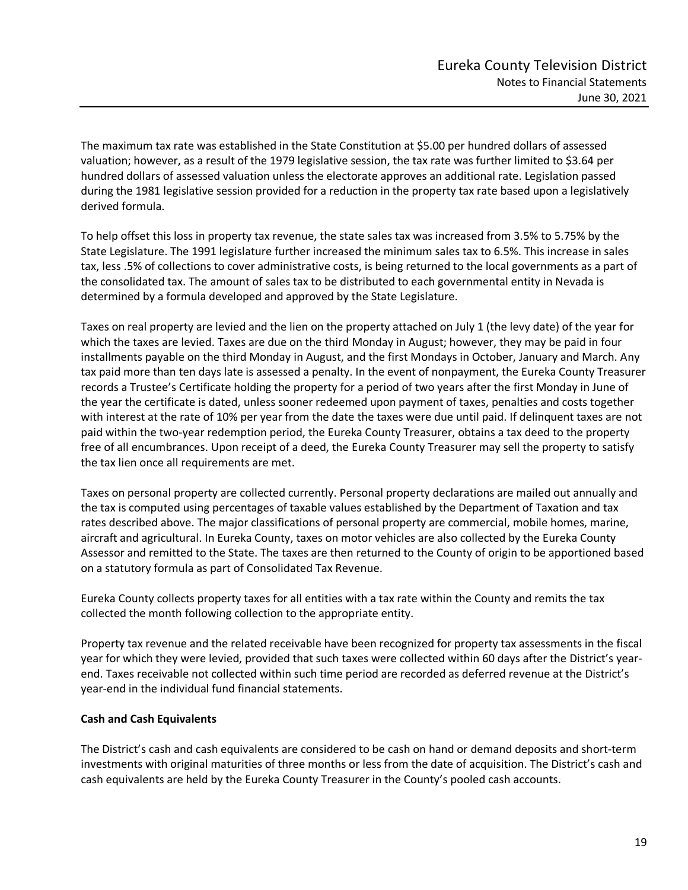The maximum tax rate was established in the State Constitution at $5.00 per hundred dollars of assessed valuation; however, as a result of the 1979 legislative session, the tax rate was further limited to $3.64 per hundred dollars of assessed valuation unless the electorate approves an additional rate. Legislation passed during the 1981 legislative session provided for a reduction in the property tax rate based upon a legislatively derived formula.

To help offset this loss in property tax revenue, the state sales tax was increased from 3.5% to 5.75% by the State Legislature. The 1991 legislature further increased the minimum sales tax to 6.5%. This increase in sales tax, less .5% of collections to cover administrative costs, is being returned to the local governments as a part of the consolidated tax. The amount of sales tax to be distributed to each governmental entity in Nevada is determined by a formula developed and approved by the State Legislature.

Taxes on real property are levied and the lien on the property attached on July 1 (the levy date) of the year for which the taxes are levied. Taxes are due on the third Monday in August; however, they may be paid in four installments payable on the third Monday in August, and the first Mondays in October, January and March. Any tax paid more than ten days late is assessed a penalty. In the event of nonpayment, the Eureka County Treasurer records a Trustee's Certificate holding the property for a period of two years after the first Monday in June of the year the certificate is dated, unless sooner redeemed upon payment of taxes, penalties and costs together with interest at the rate of 10% per year from the date the taxes were due until paid. If delinquent taxes are not paid within the two-year redemption period, the Eureka County Treasurer, obtains a tax deed to the property free of all encumbrances. Upon receipt of a deed, the Eureka County Treasurer may sell the property to satisfy the tax lien once all requirements are met.

Taxes on personal property are collected currently. Personal property declarations are mailed out annually and the tax is computed using percentages of taxable values established by the Department of Taxation and tax rates described above. The major classifications of personal property are commercial, mobile homes, marine, aircraft and agricultural. In Eureka County, taxes on motor vehicles are also collected by the Eureka County Assessor and remitted to the State. The taxes are then returned to the County of origin to be apportioned based on a statutory formula as part of Consolidated Tax Revenue.

Eureka County collects property taxes for all entities with a tax rate within the County and remits the tax collected the month following collection to the appropriate entity.

Property tax revenue and the related receivable have been recognized for property tax assessments in the fiscal year for which they were levied, provided that such taxes were collected within 60 days after the District's year-end. Taxes receivable not collected within such time period are recorded as deferred revenue at the District's year-end in the individual fund financial statements.

**Cash and Cash Equivalents**

The District's cash and cash equivalents are considered to be cash on hand or demand deposits and short-term investments with original maturities of three months or less from the date of acquisition. The District's cash and cash equivalents are held by the Eureka County Treasurer in the County's pooled cash accounts.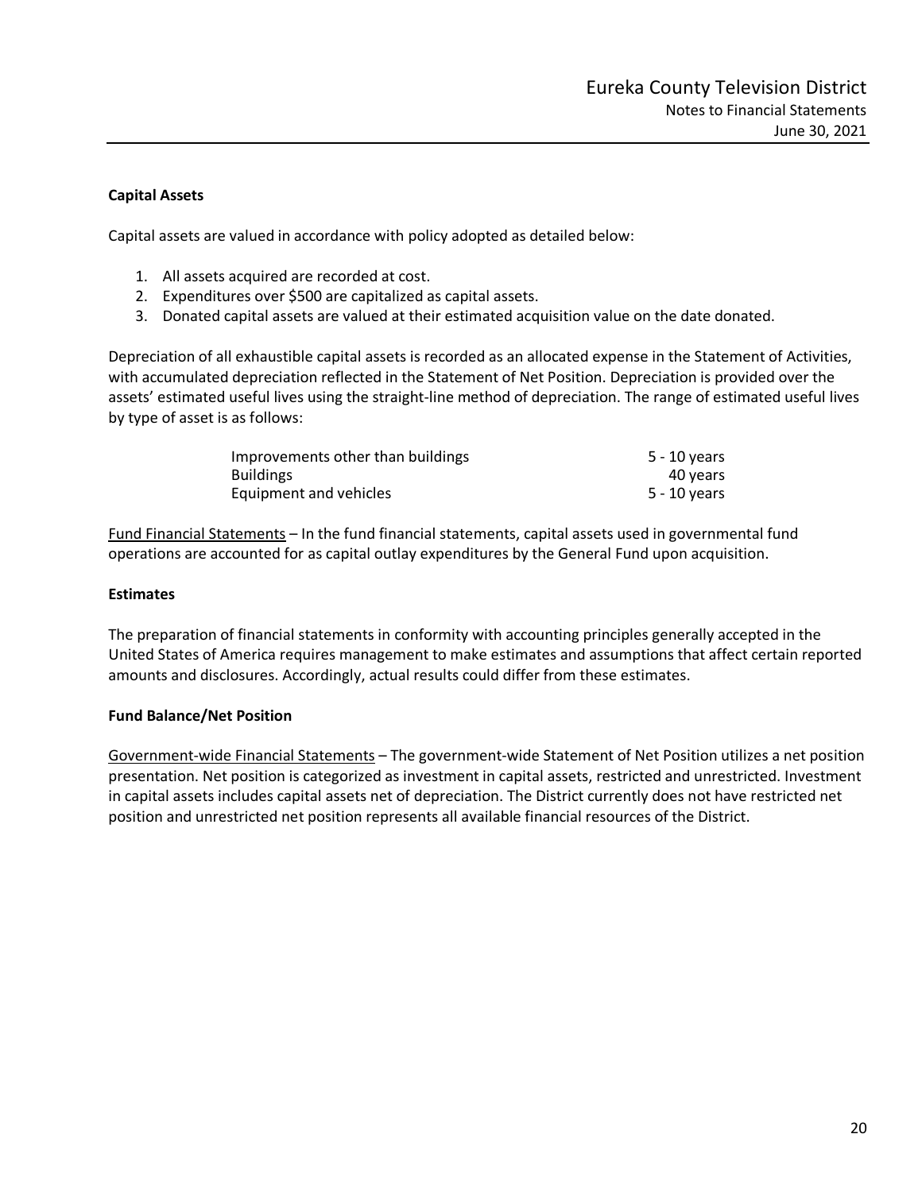**Capital Assets**

Capital assets are valued in accordance with policy adopted as detailed below:

1. All assets acquired are recorded at cost.
2. Expenditures over $500 are capitalized as capital assets.
3. Donated capital assets are valued at their estimated acquisition value on the date donated.

Depreciation of all exhaustible capital assets is recorded as an allocated expense in the Statement of Activities, with accumulated depreciation reflected in the Statement of Net Position. Depreciation is provided over the assets' estimated useful lives using the straight-line method of depreciation. The range of estimated useful lives by type of asset is as follows:

| | |
|---|---|
| Improvements other than buildings | 5 - 10 years |
| Buildings | 40 years |
| Equipment and vehicles | 5 - 10 years |

Fund Financial Statements – In the fund financial statements, capital assets used in governmental fund operations are accounted for as capital outlay expenditures by the General Fund upon acquisition.

**Estimates**

The preparation of financial statements in conformity with accounting principles generally accepted in the United States of America requires management to make estimates and assumptions that affect certain reported amounts and disclosures. Accordingly, actual results could differ from these estimates.

**Fund Balance/Net Position**

Government-wide Financial Statements – The government-wide Statement of Net Position utilizes a net position presentation. Net position is categorized as investment in capital assets, restricted and unrestricted. Investment in capital assets includes capital assets net of depreciation. The District currently does not have restricted net position and unrestricted net position represents all available financial resources of the District.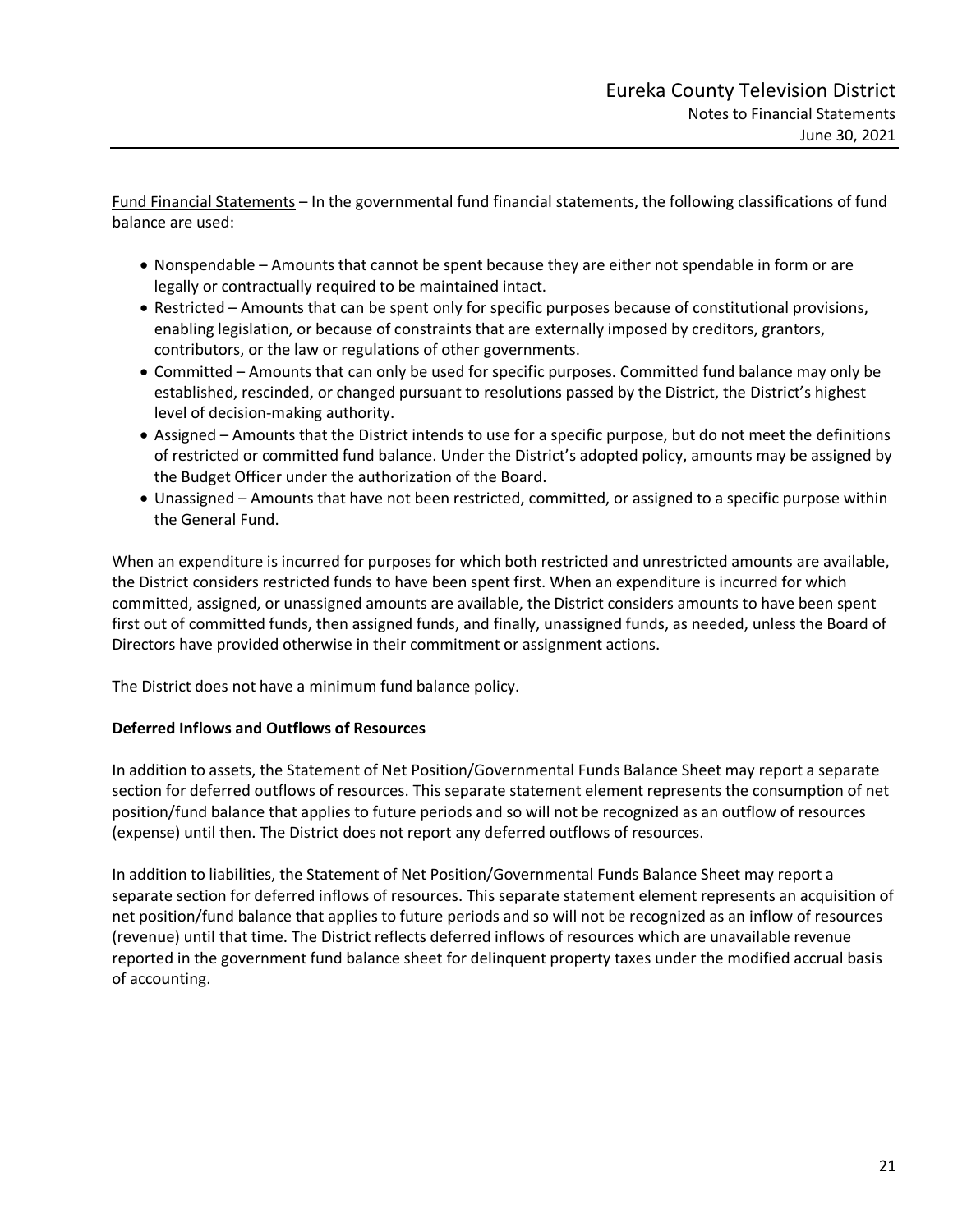<u>Fund Financial Statements</u> – In the governmental fund financial statements, the following classifications of fund balance are used:

- Nonspendable – Amounts that cannot be spent because they are either not spendable in form or are legally or contractually required to be maintained intact.
- Restricted – Amounts that can be spent only for specific purposes because of constitutional provisions, enabling legislation, or because of constraints that are externally imposed by creditors, grantors, contributors, or the law or regulations of other governments.
- Committed – Amounts that can only be used for specific purposes. Committed fund balance may only be established, rescinded, or changed pursuant to resolutions passed by the District, the District's highest level of decision-making authority.
- Assigned – Amounts that the District intends to use for a specific purpose, but do not meet the definitions of restricted or committed fund balance. Under the District's adopted policy, amounts may be assigned by the Budget Officer under the authorization of the Board.
- Unassigned – Amounts that have not been restricted, committed, or assigned to a specific purpose within the General Fund.

When an expenditure is incurred for purposes for which both restricted and unrestricted amounts are available, the District considers restricted funds to have been spent first. When an expenditure is incurred for which committed, assigned, or unassigned amounts are available, the District considers amounts to have been spent first out of committed funds, then assigned funds, and finally, unassigned funds, as needed, unless the Board of Directors have provided otherwise in their commitment or assignment actions.

The District does not have a minimum fund balance policy.

**Deferred Inflows and Outflows of Resources**

In addition to assets, the Statement of Net Position/Governmental Funds Balance Sheet may report a separate section for deferred outflows of resources. This separate statement element represents the consumption of net position/fund balance that applies to future periods and so will not be recognized as an outflow of resources (expense) until then. The District does not report any deferred outflows of resources.

In addition to liabilities, the Statement of Net Position/Governmental Funds Balance Sheet may report a separate section for deferred inflows of resources. This separate statement element represents an acquisition of net position/fund balance that applies to future periods and so will not be recognized as an inflow of resources (revenue) until that time. The District reflects deferred inflows of resources which are unavailable revenue reported in the government fund balance sheet for delinquent property taxes under the modified accrual basis of accounting.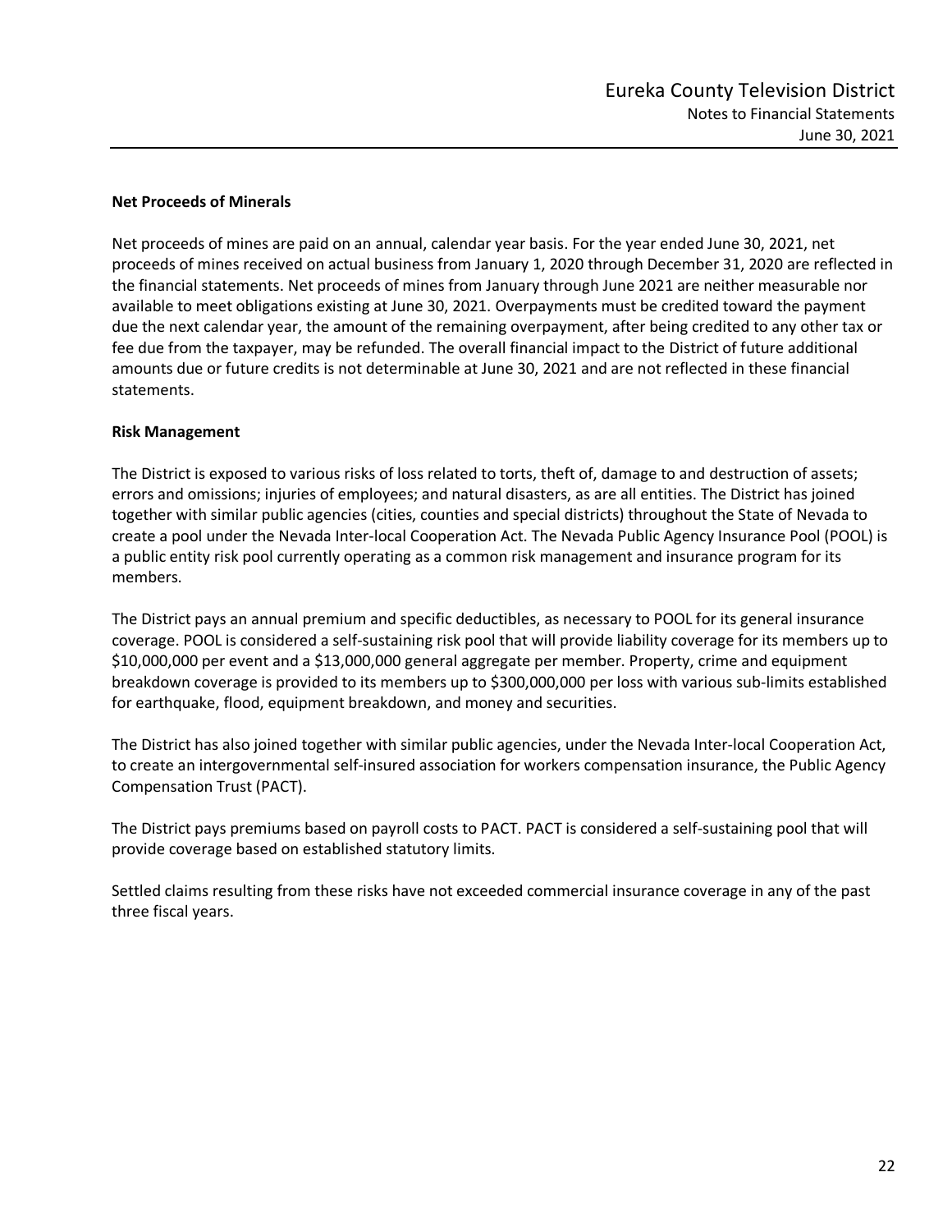**Net Proceeds of Minerals**

Net proceeds of mines are paid on an annual, calendar year basis. For the year ended June 30, 2021, net proceeds of mines received on actual business from January 1, 2020 through December 31, 2020 are reflected in the financial statements. Net proceeds of mines from January through June 2021 are neither measurable nor available to meet obligations existing at June 30, 2021. Overpayments must be credited toward the payment due the next calendar year, the amount of the remaining overpayment, after being credited to any other tax or fee due from the taxpayer, may be refunded. The overall financial impact to the District of future additional amounts due or future credits is not determinable at June 30, 2021 and are not reflected in these financial statements.

**Risk Management**

The District is exposed to various risks of loss related to torts, theft of, damage to and destruction of assets; errors and omissions; injuries of employees; and natural disasters, as are all entities. The District has joined together with similar public agencies (cities, counties and special districts) throughout the State of Nevada to create a pool under the Nevada Inter-local Cooperation Act. The Nevada Public Agency Insurance Pool (POOL) is a public entity risk pool currently operating as a common risk management and insurance program for its members.

The District pays an annual premium and specific deductibles, as necessary to POOL for its general insurance coverage. POOL is considered a self-sustaining risk pool that will provide liability coverage for its members up to $10,000,000 per event and a $13,000,000 general aggregate per member. Property, crime and equipment breakdown coverage is provided to its members up to $300,000,000 per loss with various sub-limits established for earthquake, flood, equipment breakdown, and money and securities.

The District has also joined together with similar public agencies, under the Nevada Inter-local Cooperation Act, to create an intergovernmental self-insured association for workers compensation insurance, the Public Agency Compensation Trust (PACT).

The District pays premiums based on payroll costs to PACT. PACT is considered a self-sustaining pool that will provide coverage based on established statutory limits.

Settled claims resulting from these risks have not exceeded commercial insurance coverage in any of the past three fiscal years.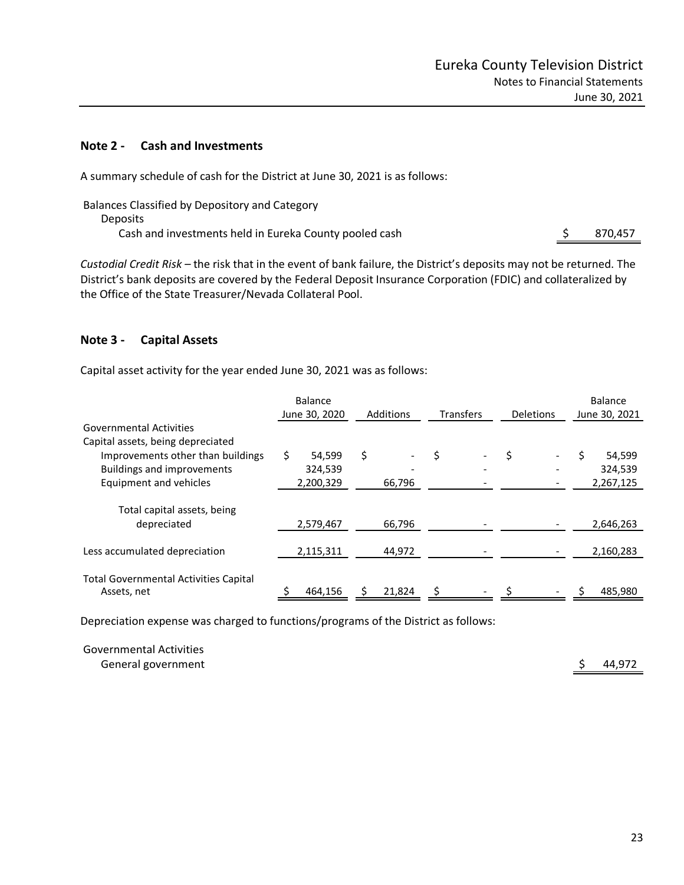## Note 2 - Cash and Investments

A summary schedule of cash for the District at June 30, 2021 is as follows:

| | |
|---|---|
| Balances Classified by Depository and Category | |
| Deposits | |
| Cash and investments held in Eureka County pooled cash | $ 870,457 |

*Custodial Credit Risk* – the risk that in the event of bank failure, the District's deposits may not be returned. The District's bank deposits are covered by the Federal Deposit Insurance Corporation (FDIC) and collateralized by the Office of the State Treasurer/Nevada Collateral Pool.

## Note 3 - Capital Assets

Capital asset activity for the year ended June 30, 2021 was as follows:

| | Balance June 30, 2020 | Additions | Transfers | Deletions | Balance June 30, 2021 |
|---|---|---|---|---|---|
| Governmental Activities | | | | | |
| Capital assets, being depreciated | | | | | |
| Improvements other than buildings | $ 54,599 | $ - | $ - | $ - | $ 54,599 |
| Buildings and improvements | 324,539 | - | - | - | 324,539 |
| Equipment and vehicles | 2,200,329 | 66,796 | - | - | 2,267,125 |
| Total capital assets, being depreciated | 2,579,467 | 66,796 | - | - | 2,646,263 |
| Less accumulated depreciation | 2,115,311 | 44,972 | - | - | 2,160,283 |
| Total Governmental Activities Capital Assets, net | $ 464,156 | $ 21,824 | $ - | $ - | $ 485,980 |

Depreciation expense was charged to functions/programs of the District as follows:

| | |
|---|---|
| Governmental Activities | |
| General government | $ 44,972 |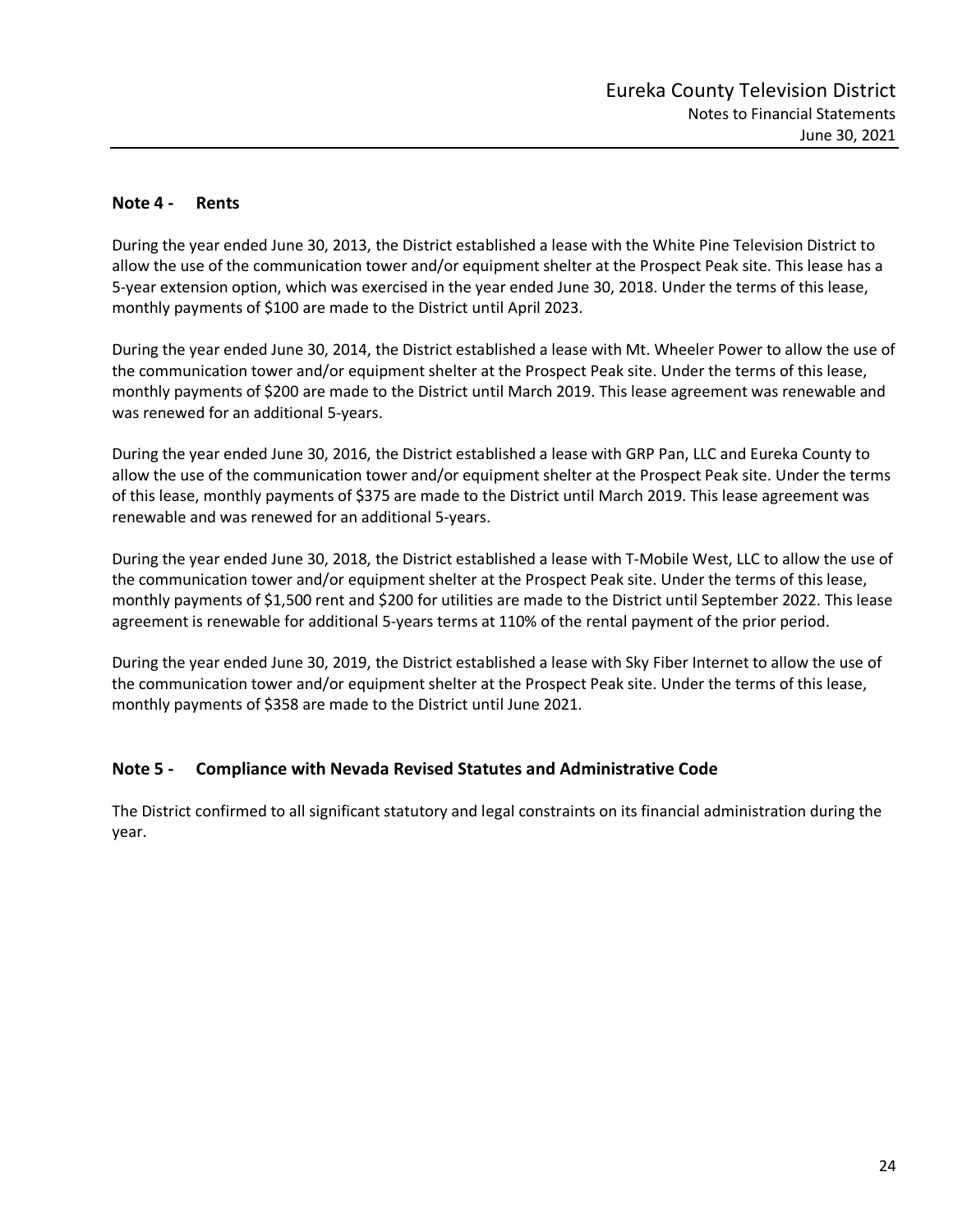## Note 4 - Rents

During the year ended June 30, 2013, the District established a lease with the White Pine Television District to allow the use of the communication tower and/or equipment shelter at the Prospect Peak site. This lease has a 5-year extension option, which was exercised in the year ended June 30, 2018. Under the terms of this lease, monthly payments of $100 are made to the District until April 2023.

During the year ended June 30, 2014, the District established a lease with Mt. Wheeler Power to allow the use of the communication tower and/or equipment shelter at the Prospect Peak site. Under the terms of this lease, monthly payments of $200 are made to the District until March 2019. This lease agreement was renewable and was renewed for an additional 5-years.

During the year ended June 30, 2016, the District established a lease with GRP Pan, LLC and Eureka County to allow the use of the communication tower and/or equipment shelter at the Prospect Peak site. Under the terms of this lease, monthly payments of $375 are made to the District until March 2019. This lease agreement was renewable and was renewed for an additional 5-years.

During the year ended June 30, 2018, the District established a lease with T-Mobile West, LLC to allow the use of the communication tower and/or equipment shelter at the Prospect Peak site. Under the terms of this lease, monthly payments of $1,500 rent and $200 for utilities are made to the District until September 2022. This lease agreement is renewable for additional 5-years terms at 110% of the rental payment of the prior period.

During the year ended June 30, 2019, the District established a lease with Sky Fiber Internet to allow the use of the communication tower and/or equipment shelter at the Prospect Peak site. Under the terms of this lease, monthly payments of $358 are made to the District until June 2021.

## Note 5 - Compliance with Nevada Revised Statutes and Administrative Code

The District confirmed to all significant statutory and legal constraints on its financial administration during the year.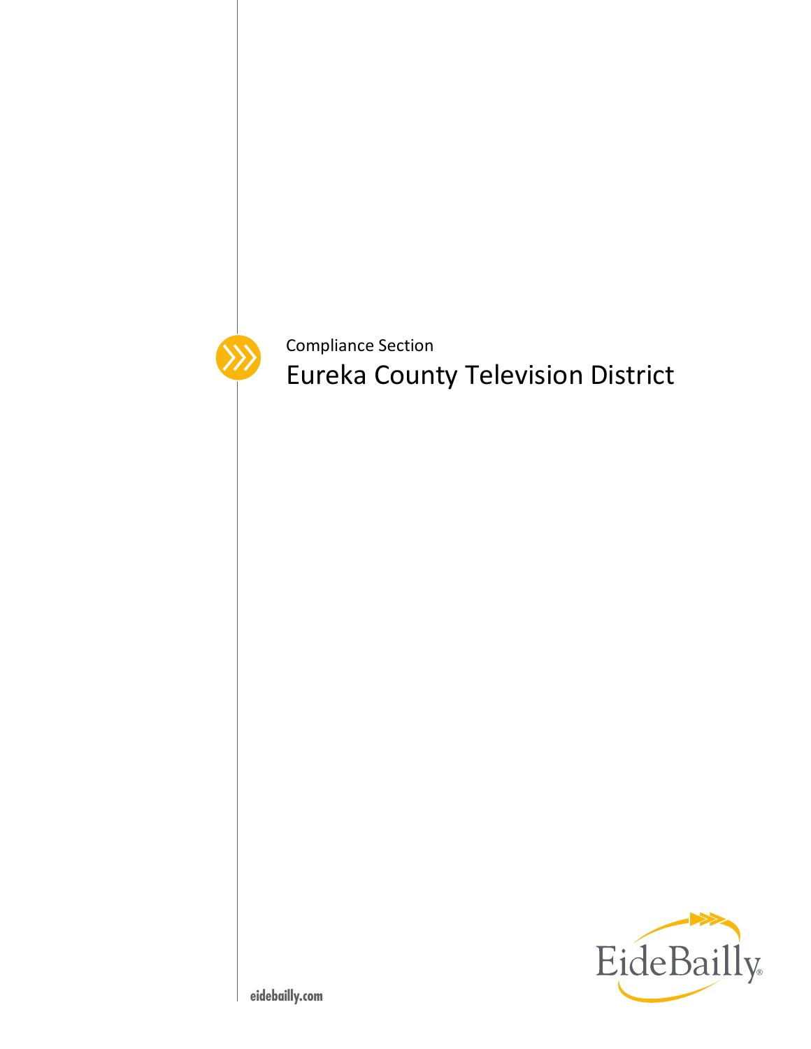Compliance Section

# Eureka County Television District

eidebailly.com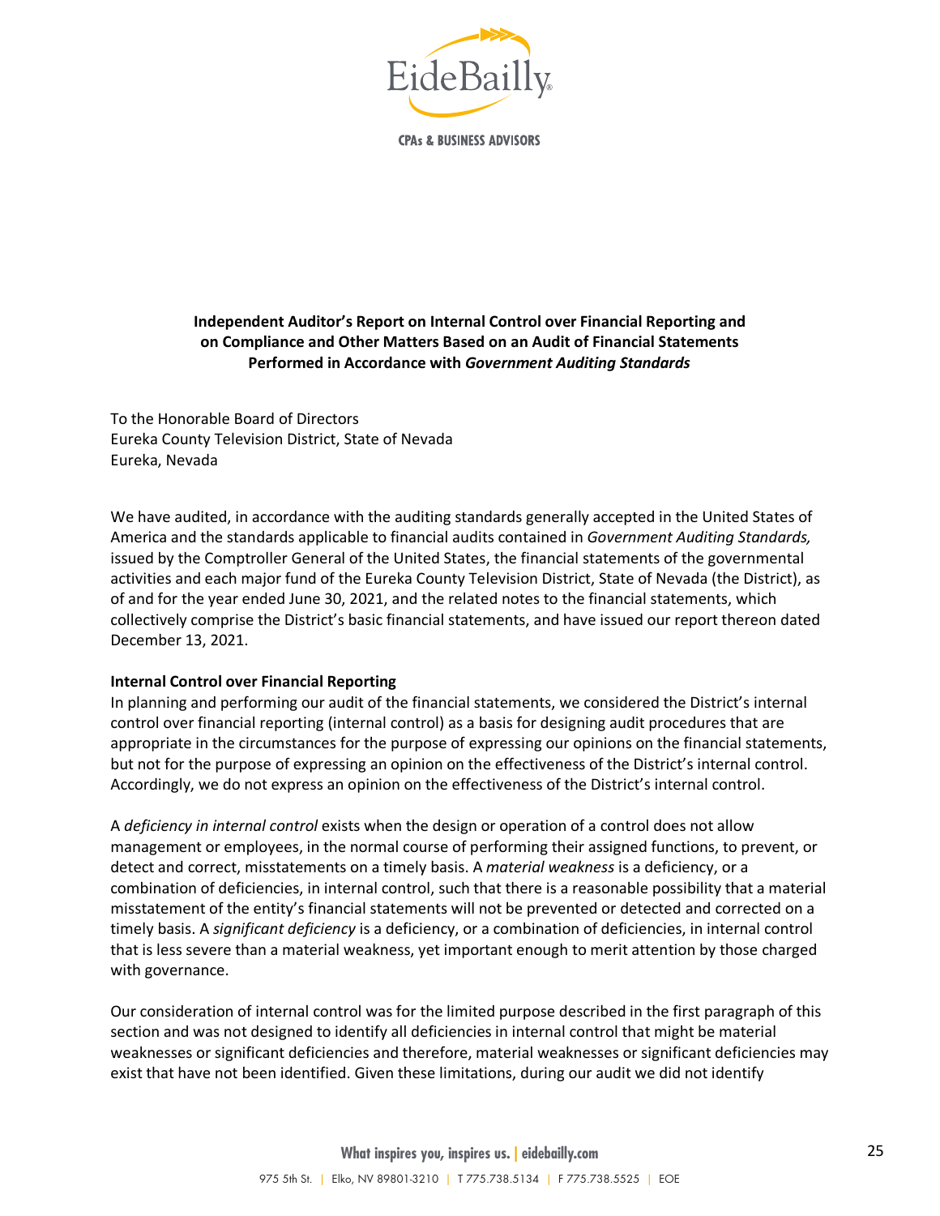**Independent Auditor's Report on Internal Control over Financial Reporting and on Compliance and Other Matters Based on an Audit of Financial Statements Performed in Accordance with *Government Auditing Standards***

To the Honorable Board of Directors
Eureka County Television District, State of Nevada
Eureka, Nevada

We have audited, in accordance with the auditing standards generally accepted in the United States of America and the standards applicable to financial audits contained in *Government Auditing Standards,* issued by the Comptroller General of the United States, the financial statements of the governmental activities and each major fund of the Eureka County Television District, State of Nevada (the District), as of and for the year ended June 30, 2021, and the related notes to the financial statements, which collectively comprise the District's basic financial statements, and have issued our report thereon dated December 13, 2021.

**Internal Control over Financial Reporting**

In planning and performing our audit of the financial statements, we considered the District's internal control over financial reporting (internal control) as a basis for designing audit procedures that are appropriate in the circumstances for the purpose of expressing our opinions on the financial statements, but not for the purpose of expressing an opinion on the effectiveness of the District's internal control. Accordingly, we do not express an opinion on the effectiveness of the District's internal control.

A *deficiency in internal control* exists when the design or operation of a control does not allow management or employees, in the normal course of performing their assigned functions, to prevent, or detect and correct, misstatements on a timely basis. A *material weakness* is a deficiency, or a combination of deficiencies, in internal control, such that there is a reasonable possibility that a material misstatement of the entity's financial statements will not be prevented or detected and corrected on a timely basis. A *significant deficiency* is a deficiency, or a combination of deficiencies, in internal control that is less severe than a material weakness, yet important enough to merit attention by those charged with governance.

Our consideration of internal control was for the limited purpose described in the first paragraph of this section and was not designed to identify all deficiencies in internal control that might be material weaknesses or significant deficiencies and therefore, material weaknesses or significant deficiencies may exist that have not been identified. Given these limitations, during our audit we did not identify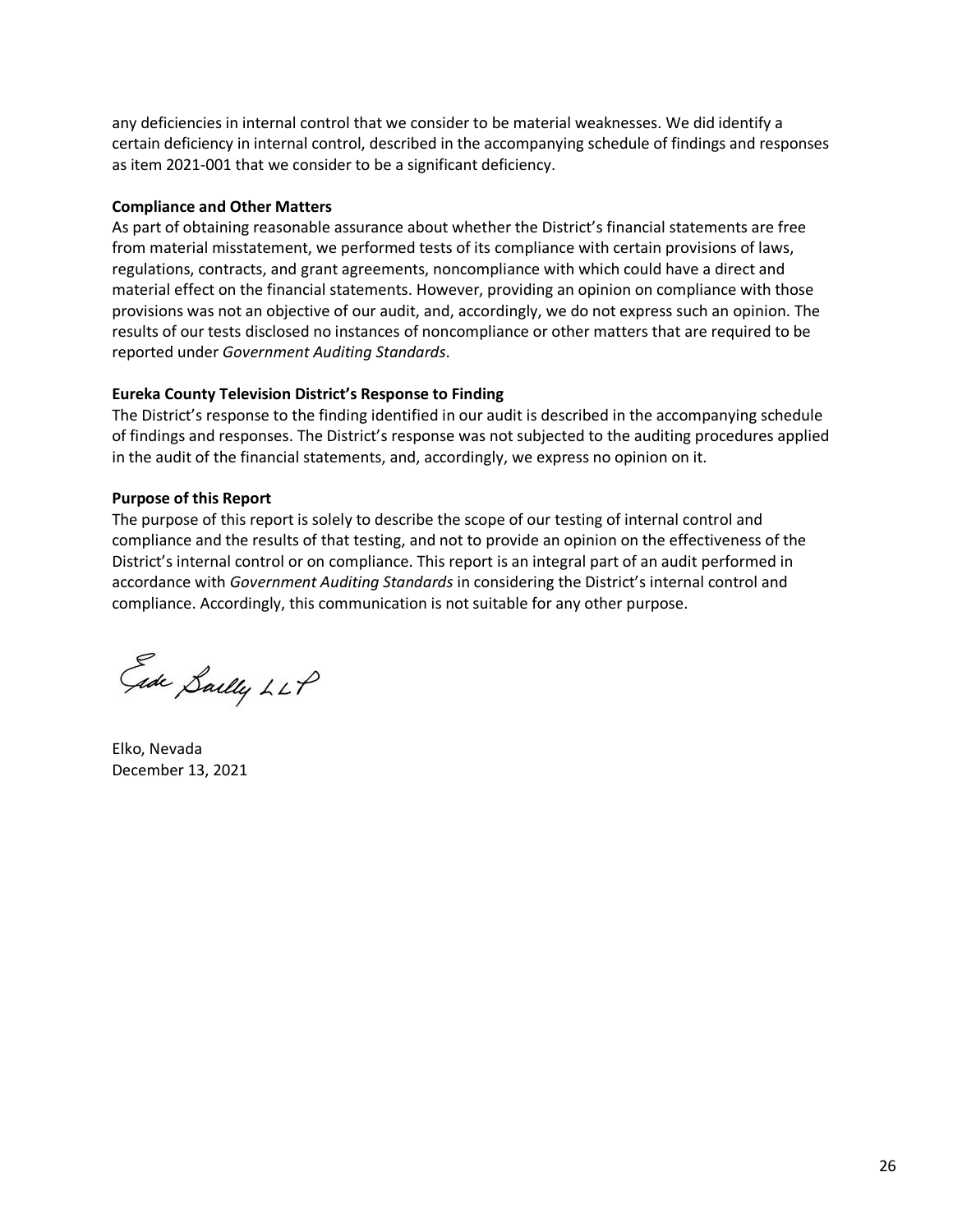any deficiencies in internal control that we consider to be material weaknesses. We did identify a certain deficiency in internal control, described in the accompanying schedule of findings and responses as item 2021-001 that we consider to be a significant deficiency.

**Compliance and Other Matters**

As part of obtaining reasonable assurance about whether the District's financial statements are free from material misstatement, we performed tests of its compliance with certain provisions of laws, regulations, contracts, and grant agreements, noncompliance with which could have a direct and material effect on the financial statements. However, providing an opinion on compliance with those provisions was not an objective of our audit, and, accordingly, we do not express such an opinion. The results of our tests disclosed no instances of noncompliance or other matters that are required to be reported under *Government Auditing Standards*.

**Eureka County Television District's Response to Finding**

The District's response to the finding identified in our audit is described in the accompanying schedule of findings and responses. The District's response was not subjected to the auditing procedures applied in the audit of the financial statements, and, accordingly, we express no opinion on it.

**Purpose of this Report**

The purpose of this report is solely to describe the scope of our testing of internal control and compliance and the results of that testing, and not to provide an opinion on the effectiveness of the District's internal control or on compliance. This report is an integral part of an audit performed in accordance with *Government Auditing Standards* in considering the District's internal control and compliance. Accordingly, this communication is not suitable for any other purpose.

Eide Bailly LLP

Elko, Nevada
December 13, 2021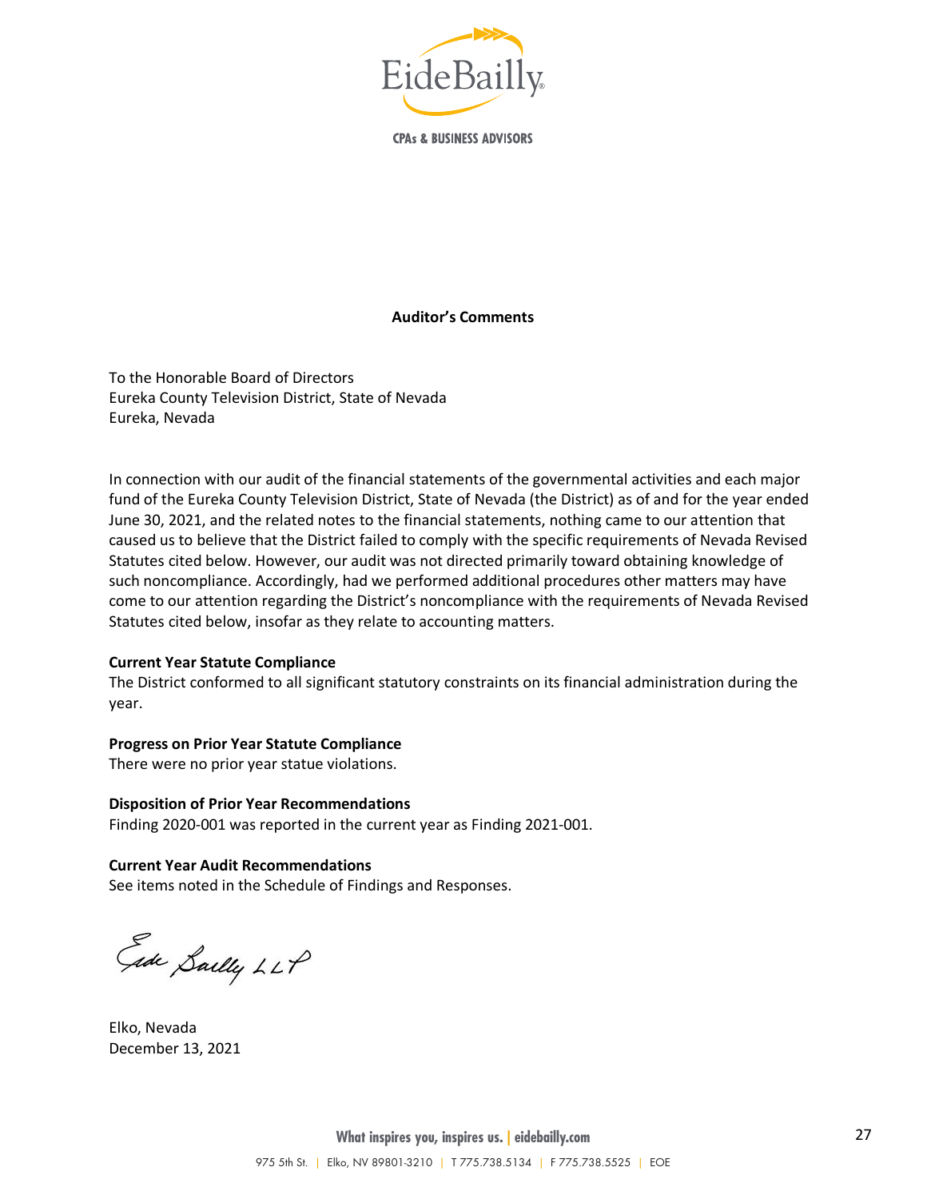**Auditor's Comments**

To the Honorable Board of Directors
Eureka County Television District, State of Nevada
Eureka, Nevada

In connection with our audit of the financial statements of the governmental activities and each major fund of the Eureka County Television District, State of Nevada (the District) as of and for the year ended June 30, 2021, and the related notes to the financial statements, nothing came to our attention that caused us to believe that the District failed to comply with the specific requirements of Nevada Revised Statutes cited below. However, our audit was not directed primarily toward obtaining knowledge of such noncompliance. Accordingly, had we performed additional procedures other matters may have come to our attention regarding the District's noncompliance with the requirements of Nevada Revised Statutes cited below, insofar as they relate to accounting matters.

**Current Year Statute Compliance**
The District conformed to all significant statutory constraints on its financial administration during the year.

**Progress on Prior Year Statute Compliance**
There were no prior year statue violations.

**Disposition of Prior Year Recommendations**
Finding 2020-001 was reported in the current year as Finding 2021-001.

**Current Year Audit Recommendations**
See items noted in the Schedule of Findings and Responses.

Eide Bailly LLP

Elko, Nevada
December 13, 2021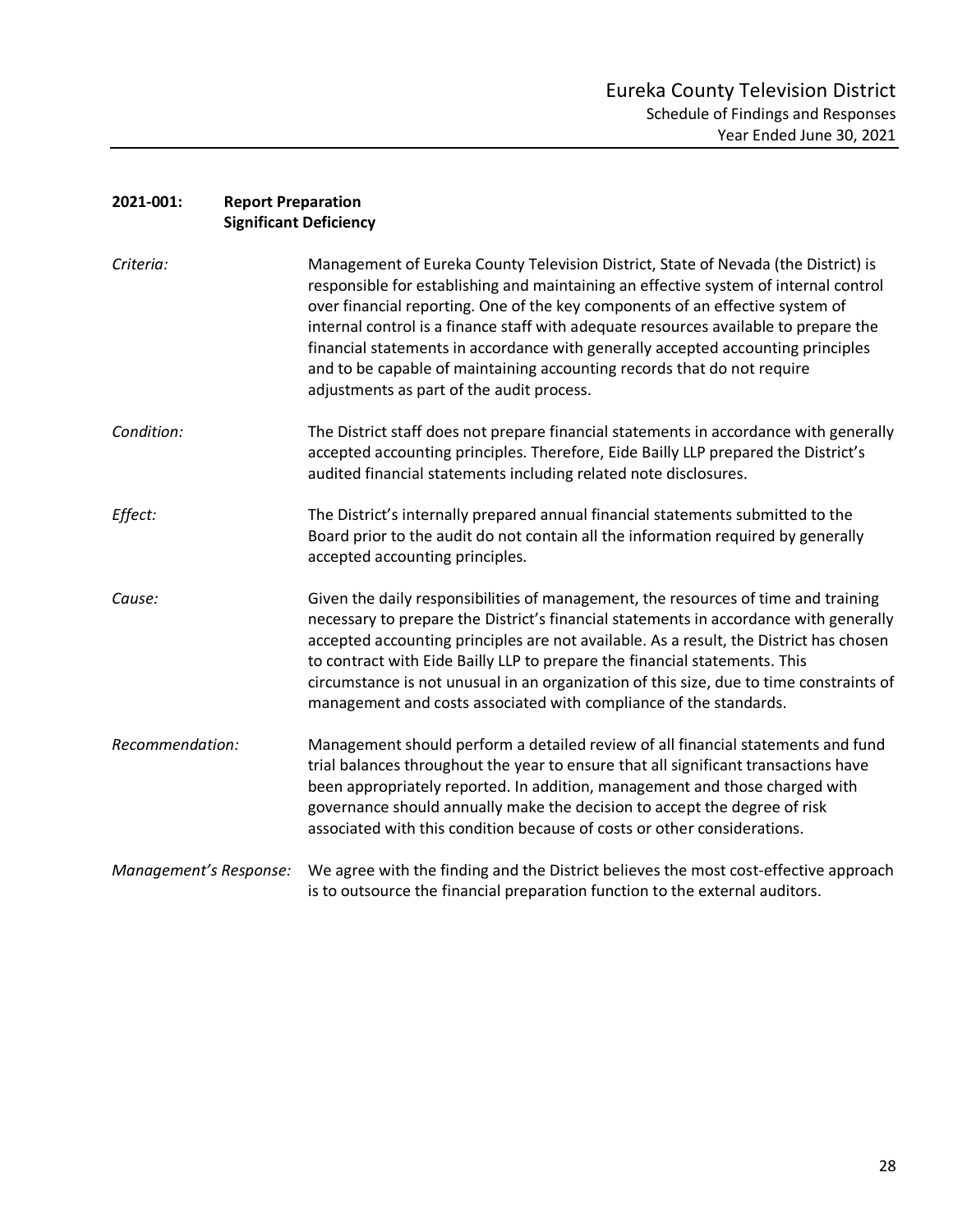**2021-001: Report Preparation**
**Significant Deficiency**

*Criteria:* Management of Eureka County Television District, State of Nevada (the District) is responsible for establishing and maintaining an effective system of internal control over financial reporting. One of the key components of an effective system of internal control is a finance staff with adequate resources available to prepare the financial statements in accordance with generally accepted accounting principles and to be capable of maintaining accounting records that do not require adjustments as part of the audit process.

*Condition:* The District staff does not prepare financial statements in accordance with generally accepted accounting principles. Therefore, Eide Bailly LLP prepared the District's audited financial statements including related note disclosures.

*Effect:* The District's internally prepared annual financial statements submitted to the Board prior to the audit do not contain all the information required by generally accepted accounting principles.

*Cause:* Given the daily responsibilities of management, the resources of time and training necessary to prepare the District's financial statements in accordance with generally accepted accounting principles are not available. As a result, the District has chosen to contract with Eide Bailly LLP to prepare the financial statements. This circumstance is not unusual in an organization of this size, due to time constraints of management and costs associated with compliance of the standards.

*Recommendation:* Management should perform a detailed review of all financial statements and fund trial balances throughout the year to ensure that all significant transactions have been appropriately reported. In addition, management and those charged with governance should annually make the decision to accept the degree of risk associated with this condition because of costs or other considerations.

*Management's Response:* We agree with the finding and the District believes the most cost-effective approach is to outsource the financial preparation function to the external auditors.